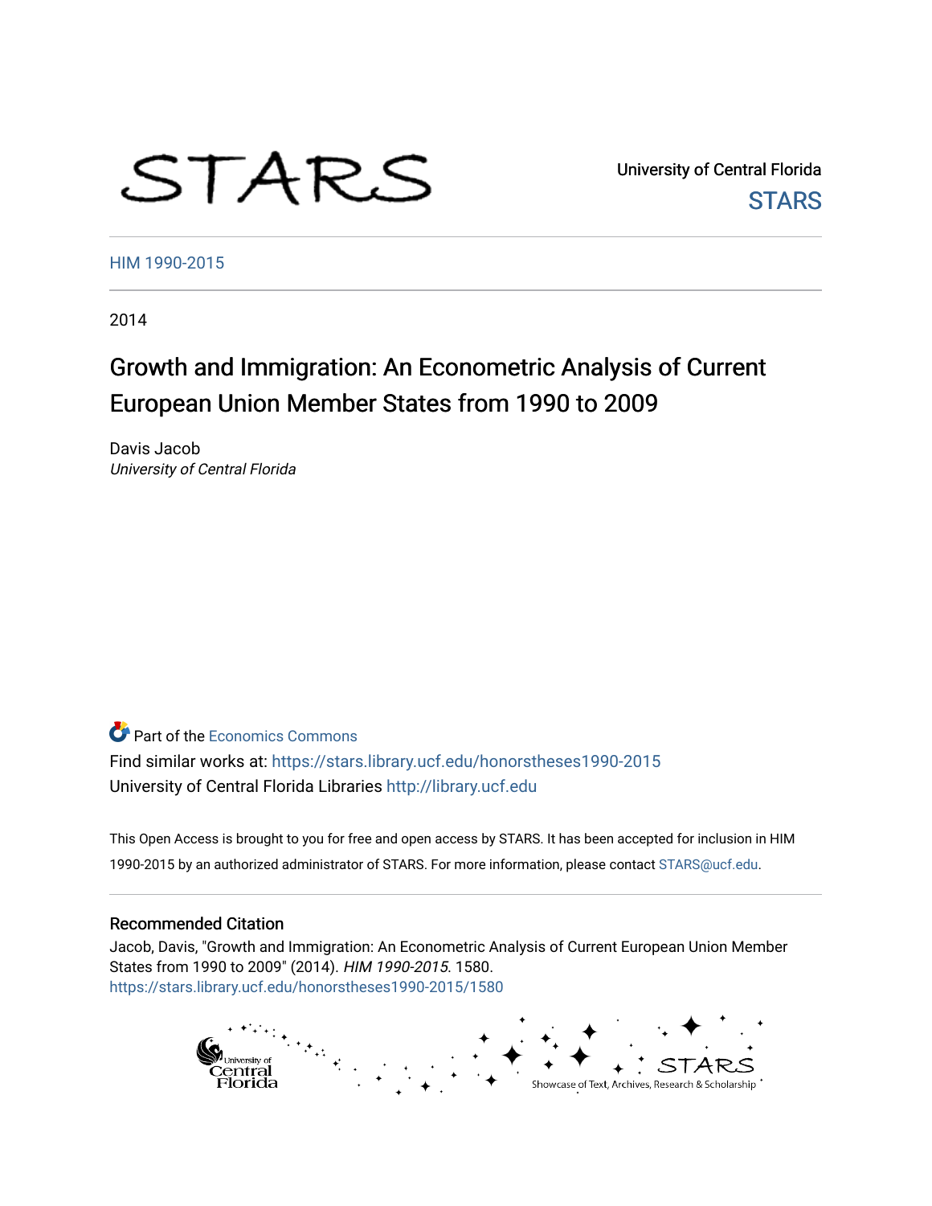STARS

University of Central Florida

STARS

HIM 1990-2015

2014

# Growth and Immigration: An Econometric Analysis of Current European Union Member States from 1990 to 2009

Davis Jacob
*University of Central Florida*

Part of the Economics Commons

Find similar works at: https://stars.library.ucf.edu/honorstheses1990-2015

University of Central Florida Libraries http://library.ucf.edu

This Open Access is brought to you for free and open access by STARS. It has been accepted for inclusion in HIM 1990-2015 by an authorized administrator of STARS. For more information, please contact STARS@ucf.edu.

## Recommended Citation

Jacob, Davis, "Growth and Immigration: An Econometric Analysis of Current European Union Member States from 1990 to 2009" (2014). *HIM 1990-2015*. 1580.
https://stars.library.ucf.edu/honorstheses1990-2015/1580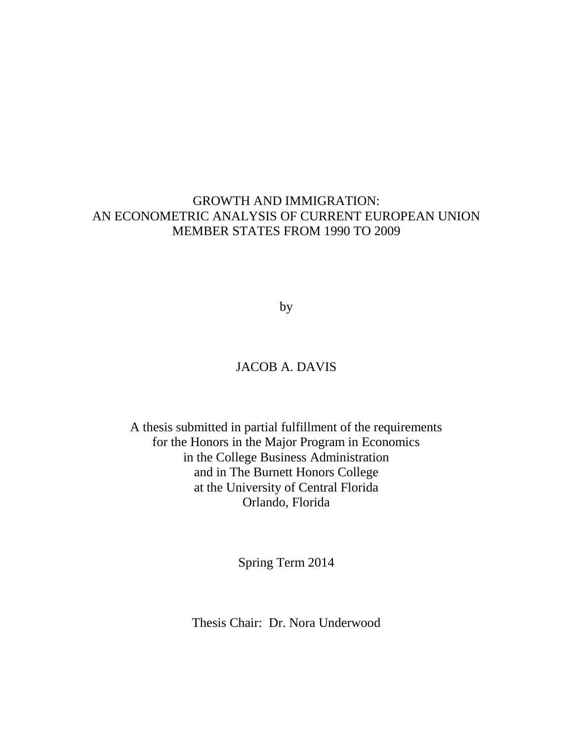# GROWTH AND IMMIGRATION: AN ECONOMETRIC ANALYSIS OF CURRENT EUROPEAN UNION MEMBER STATES FROM 1990 TO 2009

by

JACOB A. DAVIS

A thesis submitted in partial fulfillment of the requirements
for the Honors in the Major Program in Economics
in the College Business Administration
and in The Burnett Honors College
at the University of Central Florida
Orlando, Florida

Spring Term 2014

Thesis Chair: Dr. Nora Underwood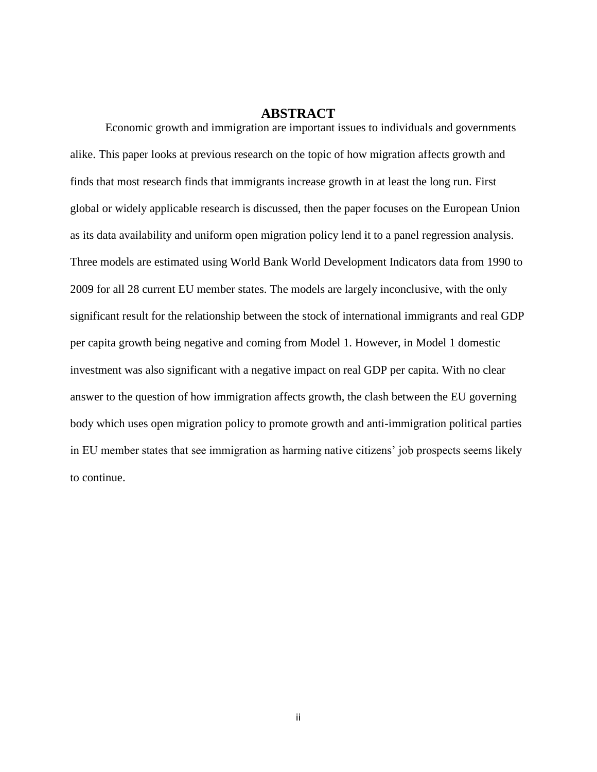# ABSTRACT

Economic growth and immigration are important issues to individuals and governments alike. This paper looks at previous research on the topic of how migration affects growth and finds that most research finds that immigrants increase growth in at least the long run. First global or widely applicable research is discussed, then the paper focuses on the European Union as its data availability and uniform open migration policy lend it to a panel regression analysis. Three models are estimated using World Bank World Development Indicators data from 1990 to 2009 for all 28 current EU member states. The models are largely inconclusive, with the only significant result for the relationship between the stock of international immigrants and real GDP per capita growth being negative and coming from Model 1. However, in Model 1 domestic investment was also significant with a negative impact on real GDP per capita. With no clear answer to the question of how immigration affects growth, the clash between the EU governing body which uses open migration policy to promote growth and anti-immigration political parties in EU member states that see immigration as harming native citizens' job prospects seems likely to continue.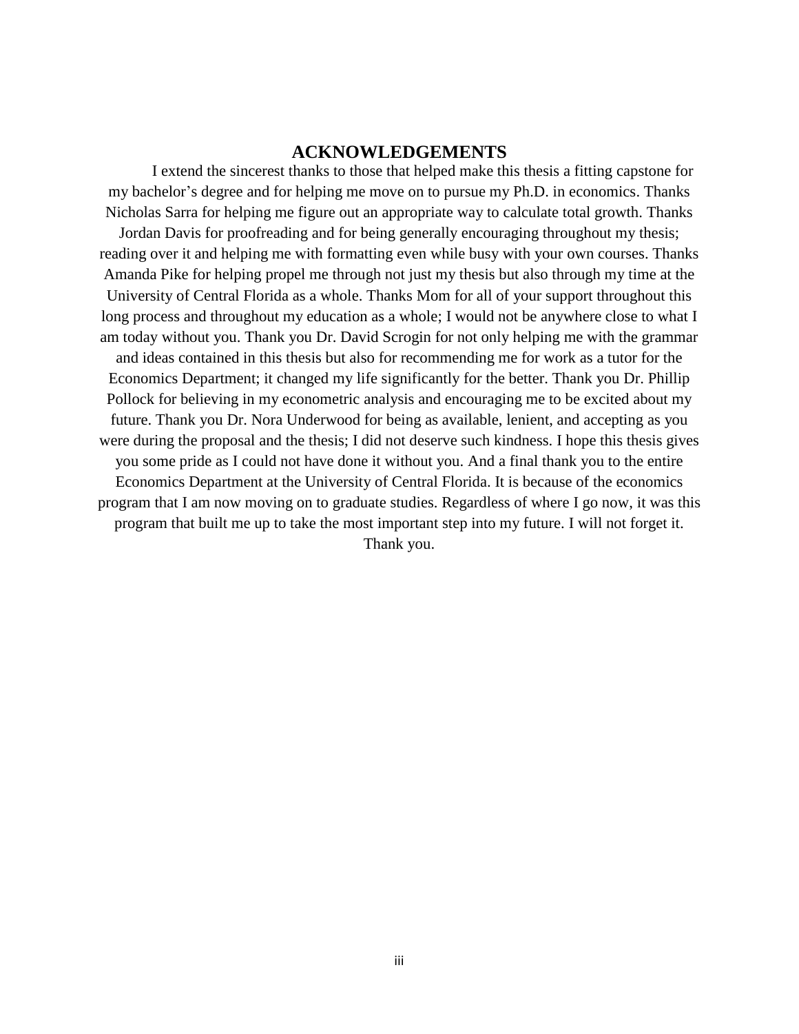# ACKNOWLEDGEMENTS

I extend the sincerest thanks to those that helped make this thesis a fitting capstone for my bachelor's degree and for helping me move on to pursue my Ph.D. in economics. Thanks Nicholas Sarra for helping me figure out an appropriate way to calculate total growth. Thanks Jordan Davis for proofreading and for being generally encouraging throughout my thesis; reading over it and helping me with formatting even while busy with your own courses. Thanks Amanda Pike for helping propel me through not just my thesis but also through my time at the University of Central Florida as a whole. Thanks Mom for all of your support throughout this long process and throughout my education as a whole; I would not be anywhere close to what I am today without you. Thank you Dr. David Scrogin for not only helping me with the grammar and ideas contained in this thesis but also for recommending me for work as a tutor for the Economics Department; it changed my life significantly for the better. Thank you Dr. Phillip Pollock for believing in my econometric analysis and encouraging me to be excited about my future. Thank you Dr. Nora Underwood for being as available, lenient, and accepting as you were during the proposal and the thesis; I did not deserve such kindness. I hope this thesis gives you some pride as I could not have done it without you. And a final thank you to the entire Economics Department at the University of Central Florida. It is because of the economics program that I am now moving on to graduate studies. Regardless of where I go now, it was this program that built me up to take the most important step into my future. I will not forget it. Thank you.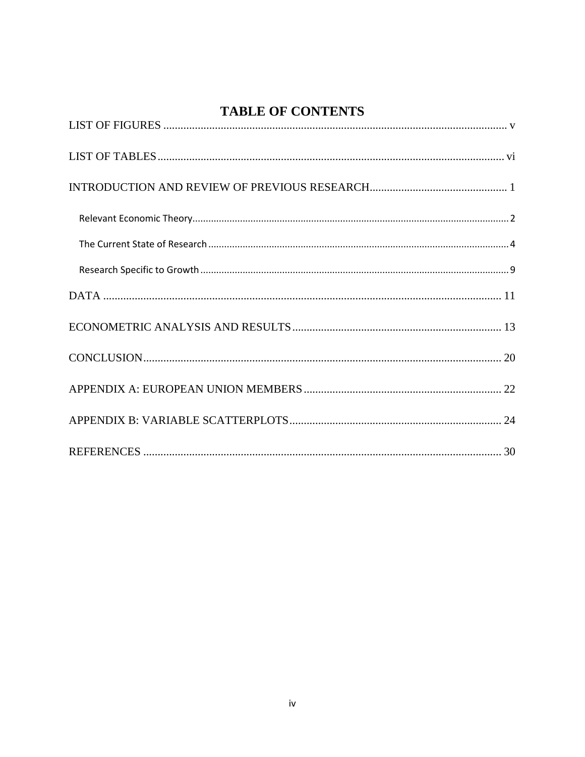# TABLE OF CONTENTS

LIST OF FIGURES ........................................................................................................................ v

LIST OF TABLES ........................................................................................................................ vi

INTRODUCTION AND REVIEW OF PREVIOUS RESEARCH................................................ 1

- Relevant Economic Theory........................................................................................................ 2
- The Current State of Research .................................................................................................. 4
- Research Specific to Growth ...................................................................................................... 9

DATA ........................................................................................................................................... 11

ECONOMETRIC ANALYSIS AND RESULTS ......................................................................... 13

CONCLUSION............................................................................................................................. 20

APPENDIX A: EUROPEAN UNION MEMBERS .................................................................... 22

APPENDIX B: VARIABLE SCATTERPLOTS.......................................................................... 24

REFERENCES ............................................................................................................................. 30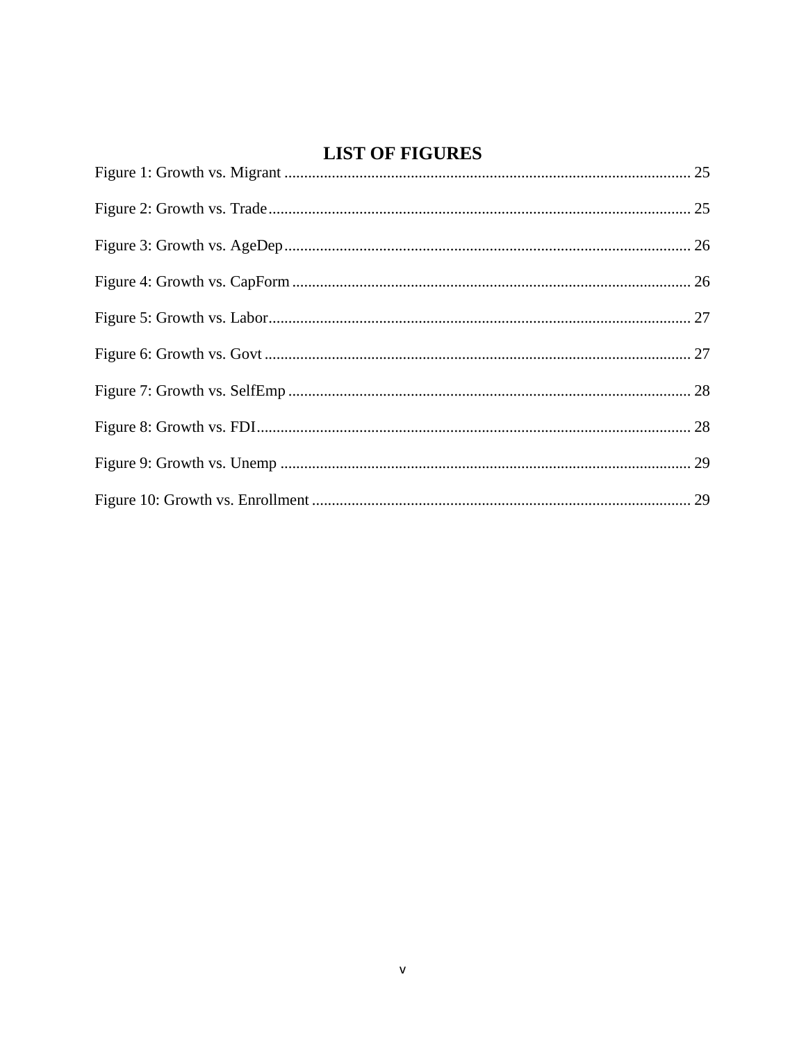# LIST OF FIGURES

Figure 1: Growth vs. Migrant ........................................................................................................ 25

Figure 2: Growth vs. Trade ........................................................................................................... 25

Figure 3: Growth vs. AgeDep ....................................................................................................... 26

Figure 4: Growth vs. CapForm ..................................................................................................... 26

Figure 5: Growth vs. Labor ........................................................................................................... 27

Figure 6: Growth vs. Govt ............................................................................................................ 27

Figure 7: Growth vs. SelfEmp ...................................................................................................... 28

Figure 8: Growth vs. FDI .............................................................................................................. 28

Figure 9: Growth vs. Unemp ........................................................................................................ 29

Figure 10: Growth vs. Enrollment ................................................................................................ 29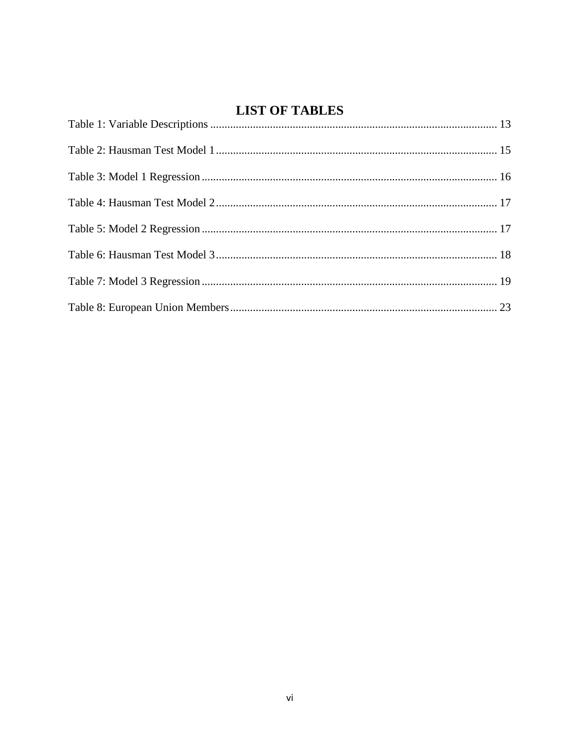# LIST OF TABLES

Table 1: Variable Descriptions ..................................................................................................... 13

Table 2: Hausman Test Model 1 ................................................................................................... 15

Table 3: Model 1 Regression ........................................................................................................ 16

Table 4: Hausman Test Model 2 ................................................................................................... 17

Table 5: Model 2 Regression ........................................................................................................ 17

Table 6: Hausman Test Model 3 ................................................................................................... 18

Table 7: Model 3 Regression ........................................................................................................ 19

Table 8: European Union Members .............................................................................................. 23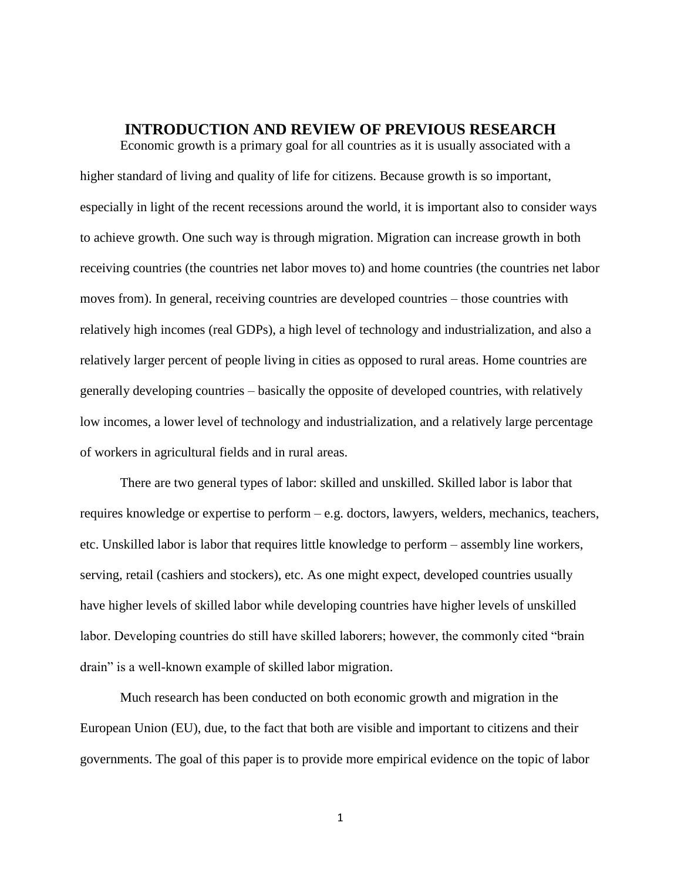# INTRODUCTION AND REVIEW OF PREVIOUS RESEARCH

Economic growth is a primary goal for all countries as it is usually associated with a higher standard of living and quality of life for citizens. Because growth is so important, especially in light of the recent recessions around the world, it is important also to consider ways to achieve growth. One such way is through migration. Migration can increase growth in both receiving countries (the countries net labor moves to) and home countries (the countries net labor moves from). In general, receiving countries are developed countries – those countries with relatively high incomes (real GDPs), a high level of technology and industrialization, and also a relatively larger percent of people living in cities as opposed to rural areas. Home countries are generally developing countries – basically the opposite of developed countries, with relatively low incomes, a lower level of technology and industrialization, and a relatively large percentage of workers in agricultural fields and in rural areas.

There are two general types of labor: skilled and unskilled. Skilled labor is labor that requires knowledge or expertise to perform – e.g. doctors, lawyers, welders, mechanics, teachers, etc. Unskilled labor is labor that requires little knowledge to perform – assembly line workers, serving, retail (cashiers and stockers), etc. As one might expect, developed countries usually have higher levels of skilled labor while developing countries have higher levels of unskilled labor. Developing countries do still have skilled laborers; however, the commonly cited "brain drain" is a well-known example of skilled labor migration.

Much research has been conducted on both economic growth and migration in the European Union (EU), due, to the fact that both are visible and important to citizens and their governments. The goal of this paper is to provide more empirical evidence on the topic of labor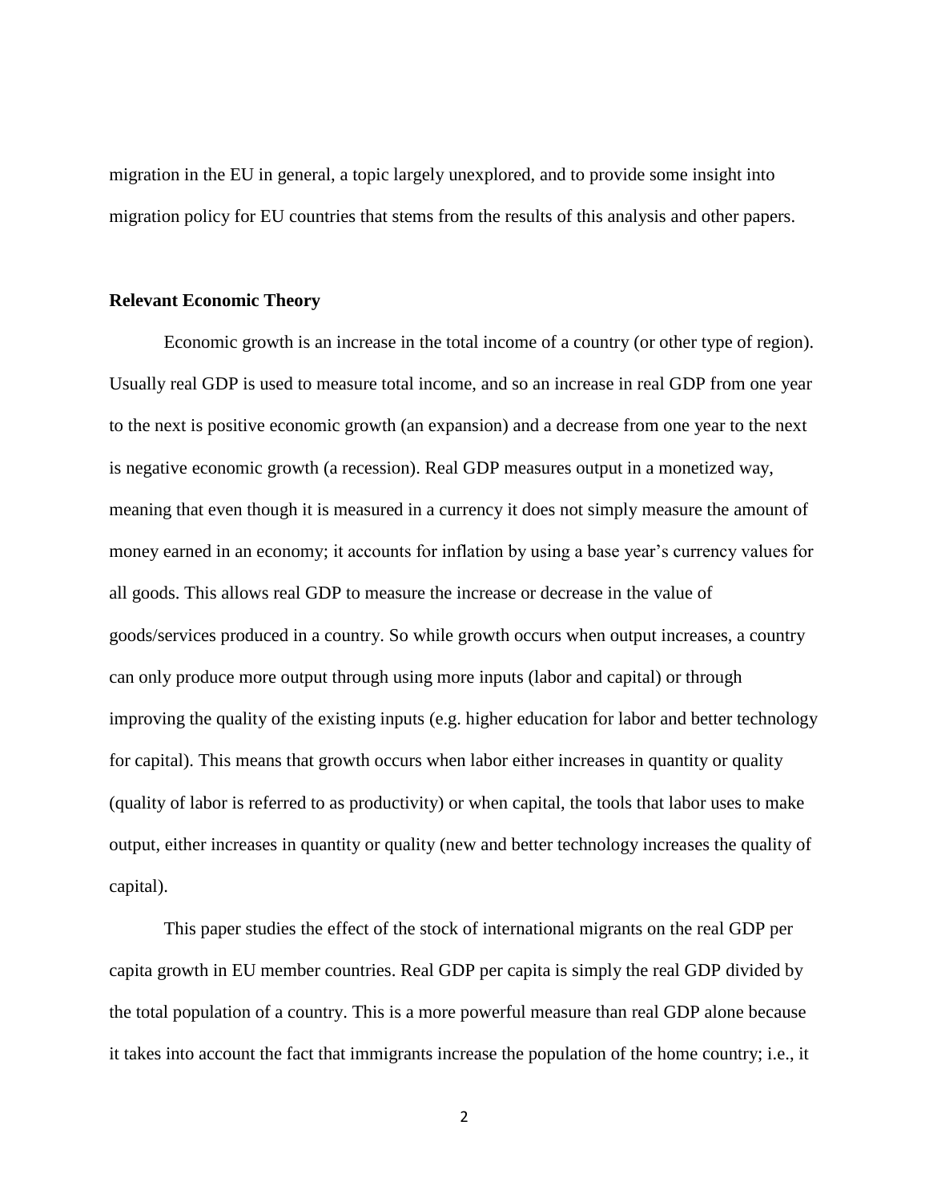migration in the EU in general, a topic largely unexplored, and to provide some insight into migration policy for EU countries that stems from the results of this analysis and other papers.

## Relevant Economic Theory

Economic growth is an increase in the total income of a country (or other type of region). Usually real GDP is used to measure total income, and so an increase in real GDP from one year to the next is positive economic growth (an expansion) and a decrease from one year to the next is negative economic growth (a recession). Real GDP measures output in a monetized way, meaning that even though it is measured in a currency it does not simply measure the amount of money earned in an economy; it accounts for inflation by using a base year's currency values for all goods. This allows real GDP to measure the increase or decrease in the value of goods/services produced in a country. So while growth occurs when output increases, a country can only produce more output through using more inputs (labor and capital) or through improving the quality of the existing inputs (e.g. higher education for labor and better technology for capital). This means that growth occurs when labor either increases in quantity or quality (quality of labor is referred to as productivity) or when capital, the tools that labor uses to make output, either increases in quantity or quality (new and better technology increases the quality of capital).

This paper studies the effect of the stock of international migrants on the real GDP per capita growth in EU member countries. Real GDP per capita is simply the real GDP divided by the total population of a country. This is a more powerful measure than real GDP alone because it takes into account the fact that immigrants increase the population of the home country; i.e., it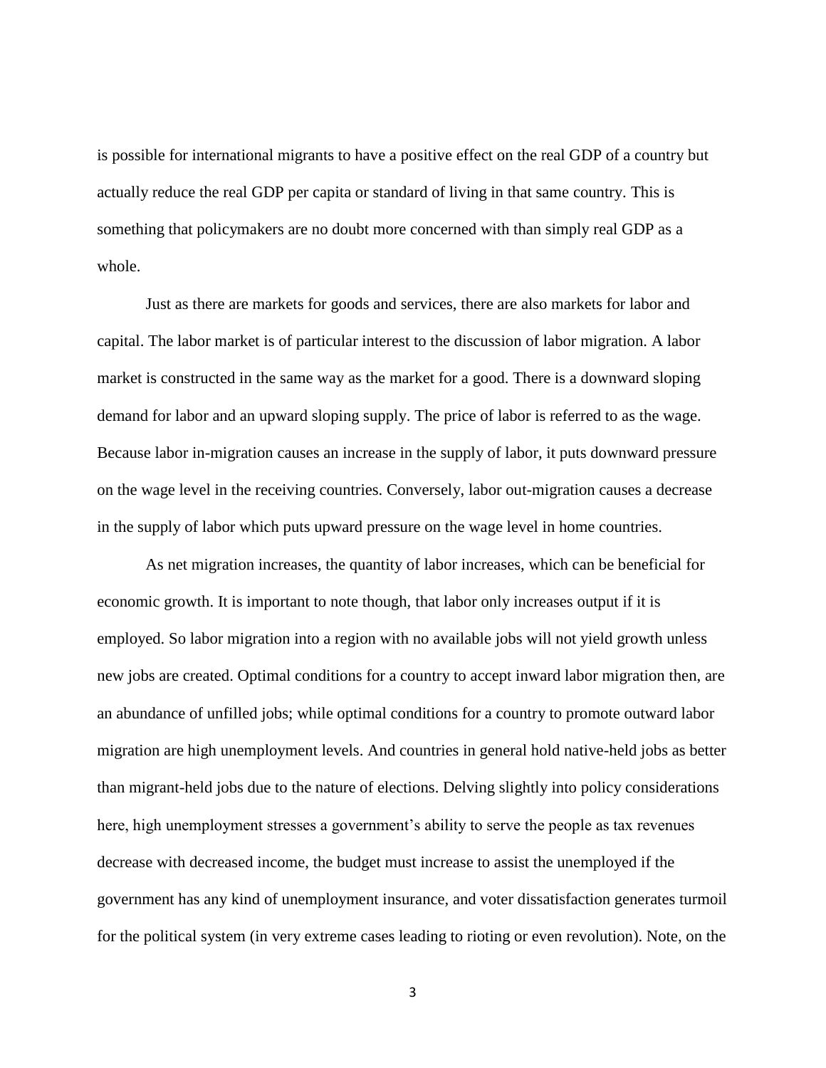is possible for international migrants to have a positive effect on the real GDP of a country but actually reduce the real GDP per capita or standard of living in that same country. This is something that policymakers are no doubt more concerned with than simply real GDP as a whole.

Just as there are markets for goods and services, there are also markets for labor and capital. The labor market is of particular interest to the discussion of labor migration. A labor market is constructed in the same way as the market for a good. There is a downward sloping demand for labor and an upward sloping supply. The price of labor is referred to as the wage. Because labor in-migration causes an increase in the supply of labor, it puts downward pressure on the wage level in the receiving countries. Conversely, labor out-migration causes a decrease in the supply of labor which puts upward pressure on the wage level in home countries.

As net migration increases, the quantity of labor increases, which can be beneficial for economic growth. It is important to note though, that labor only increases output if it is employed. So labor migration into a region with no available jobs will not yield growth unless new jobs are created. Optimal conditions for a country to accept inward labor migration then, are an abundance of unfilled jobs; while optimal conditions for a country to promote outward labor migration are high unemployment levels. And countries in general hold native-held jobs as better than migrant-held jobs due to the nature of elections. Delving slightly into policy considerations here, high unemployment stresses a government's ability to serve the people as tax revenues decrease with decreased income, the budget must increase to assist the unemployed if the government has any kind of unemployment insurance, and voter dissatisfaction generates turmoil for the political system (in very extreme cases leading to rioting or even revolution). Note, on the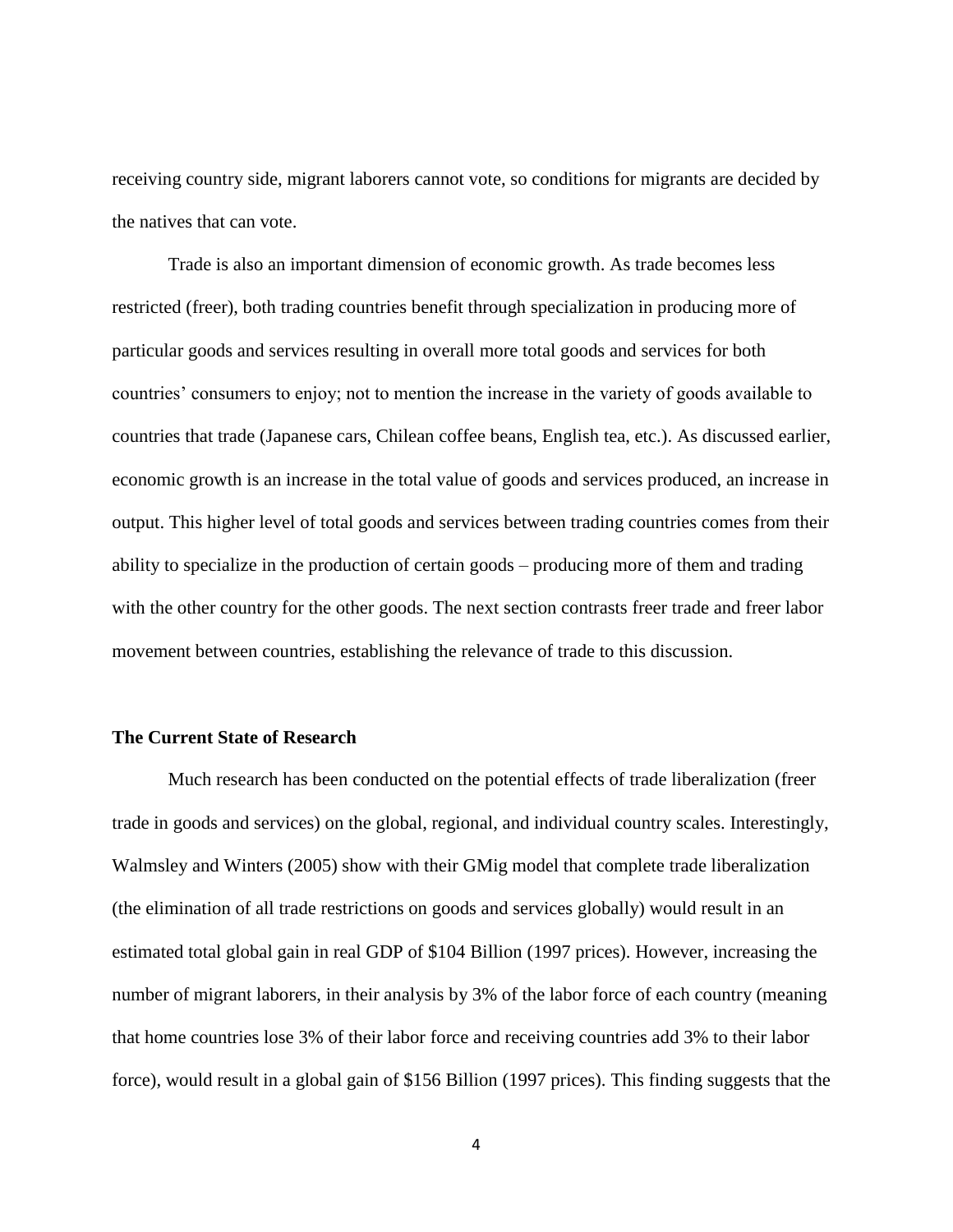receiving country side, migrant laborers cannot vote, so conditions for migrants are decided by the natives that can vote.

Trade is also an important dimension of economic growth. As trade becomes less restricted (freer), both trading countries benefit through specialization in producing more of particular goods and services resulting in overall more total goods and services for both countries' consumers to enjoy; not to mention the increase in the variety of goods available to countries that trade (Japanese cars, Chilean coffee beans, English tea, etc.). As discussed earlier, economic growth is an increase in the total value of goods and services produced, an increase in output. This higher level of total goods and services between trading countries comes from their ability to specialize in the production of certain goods – producing more of them and trading with the other country for the other goods. The next section contrasts freer trade and freer labor movement between countries, establishing the relevance of trade to this discussion.

## The Current State of Research

Much research has been conducted on the potential effects of trade liberalization (freer trade in goods and services) on the global, regional, and individual country scales. Interestingly, Walmsley and Winters (2005) show with their GMig model that complete trade liberalization (the elimination of all trade restrictions on goods and services globally) would result in an estimated total global gain in real GDP of $104 Billion (1997 prices). However, increasing the number of migrant laborers, in their analysis by 3% of the labor force of each country (meaning that home countries lose 3% of their labor force and receiving countries add 3% to their labor force), would result in a global gain of $156 Billion (1997 prices). This finding suggests that the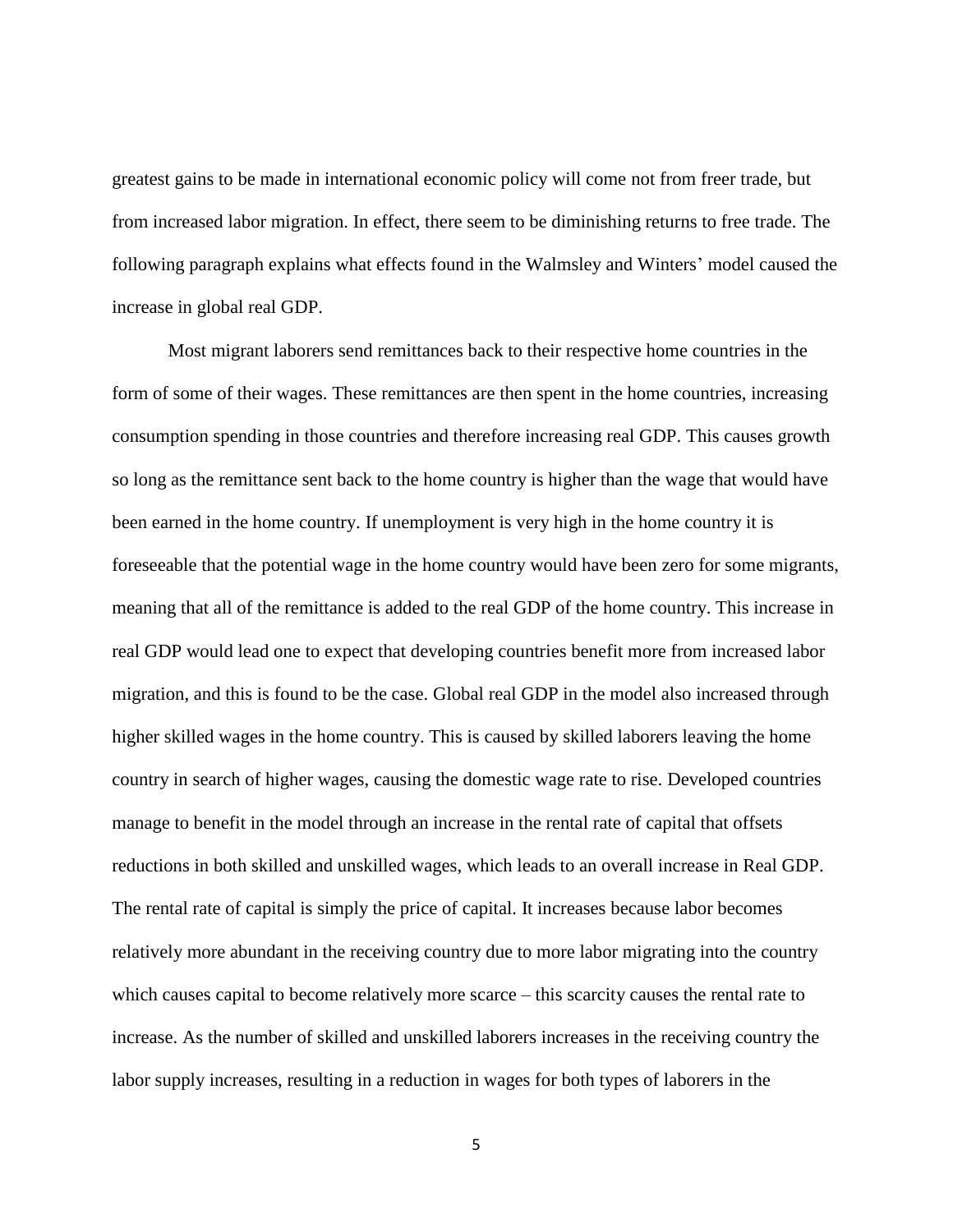greatest gains to be made in international economic policy will come not from freer trade, but from increased labor migration. In effect, there seem to be diminishing returns to free trade. The following paragraph explains what effects found in the Walmsley and Winters' model caused the increase in global real GDP.

Most migrant laborers send remittances back to their respective home countries in the form of some of their wages. These remittances are then spent in the home countries, increasing consumption spending in those countries and therefore increasing real GDP. This causes growth so long as the remittance sent back to the home country is higher than the wage that would have been earned in the home country. If unemployment is very high in the home country it is foreseeable that the potential wage in the home country would have been zero for some migrants, meaning that all of the remittance is added to the real GDP of the home country. This increase in real GDP would lead one to expect that developing countries benefit more from increased labor migration, and this is found to be the case. Global real GDP in the model also increased through higher skilled wages in the home country. This is caused by skilled laborers leaving the home country in search of higher wages, causing the domestic wage rate to rise. Developed countries manage to benefit in the model through an increase in the rental rate of capital that offsets reductions in both skilled and unskilled wages, which leads to an overall increase in Real GDP. The rental rate of capital is simply the price of capital. It increases because labor becomes relatively more abundant in the receiving country due to more labor migrating into the country which causes capital to become relatively more scarce – this scarcity causes the rental rate to increase. As the number of skilled and unskilled laborers increases in the receiving country the labor supply increases, resulting in a reduction in wages for both types of laborers in the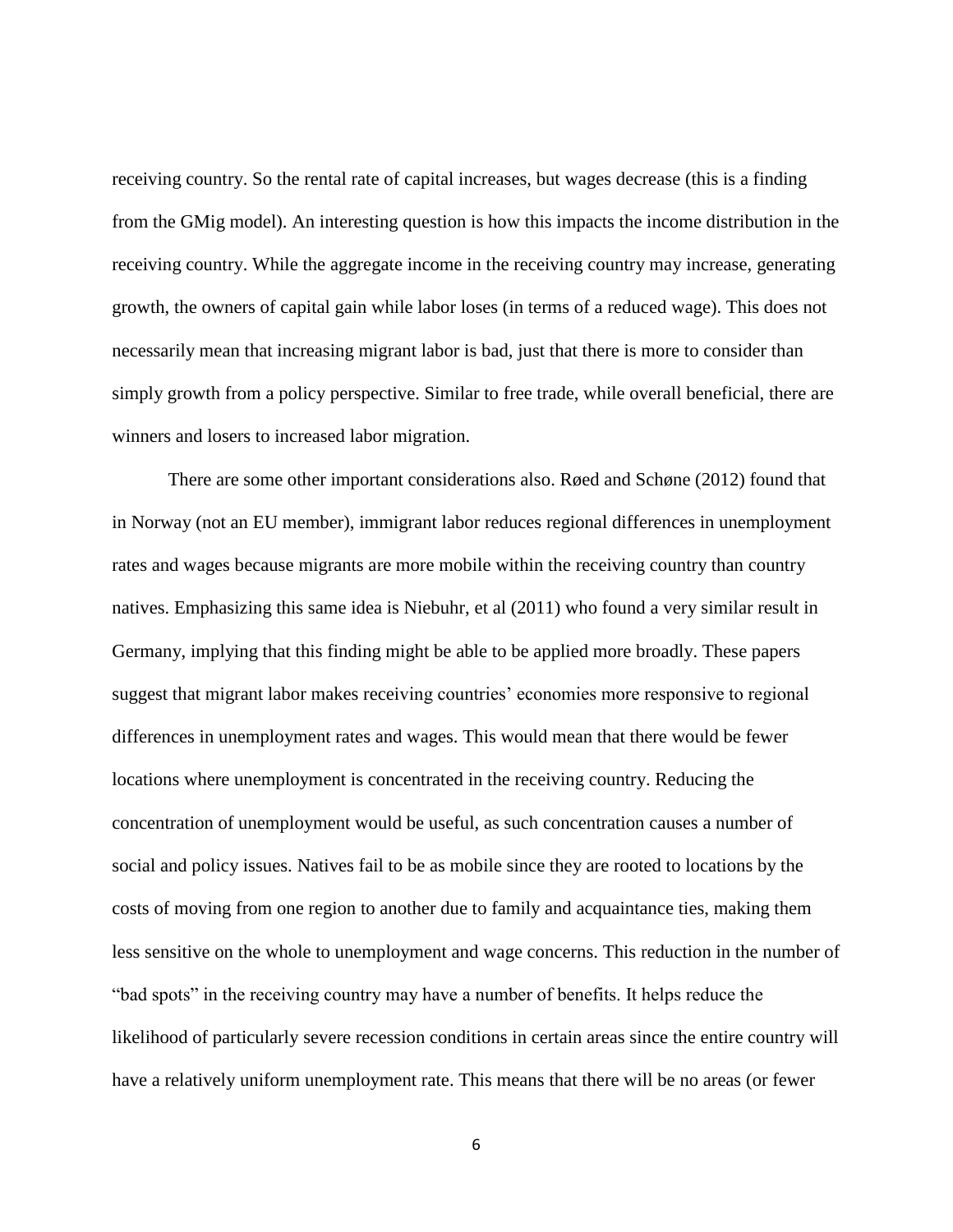receiving country. So the rental rate of capital increases, but wages decrease (this is a finding from the GMig model). An interesting question is how this impacts the income distribution in the receiving country. While the aggregate income in the receiving country may increase, generating growth, the owners of capital gain while labor loses (in terms of a reduced wage). This does not necessarily mean that increasing migrant labor is bad, just that there is more to consider than simply growth from a policy perspective. Similar to free trade, while overall beneficial, there are winners and losers to increased labor migration.

There are some other important considerations also. Røed and Schøne (2012) found that in Norway (not an EU member), immigrant labor reduces regional differences in unemployment rates and wages because migrants are more mobile within the receiving country than country natives. Emphasizing this same idea is Niebuhr, et al (2011) who found a very similar result in Germany, implying that this finding might be able to be applied more broadly. These papers suggest that migrant labor makes receiving countries' economies more responsive to regional differences in unemployment rates and wages. This would mean that there would be fewer locations where unemployment is concentrated in the receiving country. Reducing the concentration of unemployment would be useful, as such concentration causes a number of social and policy issues. Natives fail to be as mobile since they are rooted to locations by the costs of moving from one region to another due to family and acquaintance ties, making them less sensitive on the whole to unemployment and wage concerns. This reduction in the number of "bad spots" in the receiving country may have a number of benefits. It helps reduce the likelihood of particularly severe recession conditions in certain areas since the entire country will have a relatively uniform unemployment rate. This means that there will be no areas (or fewer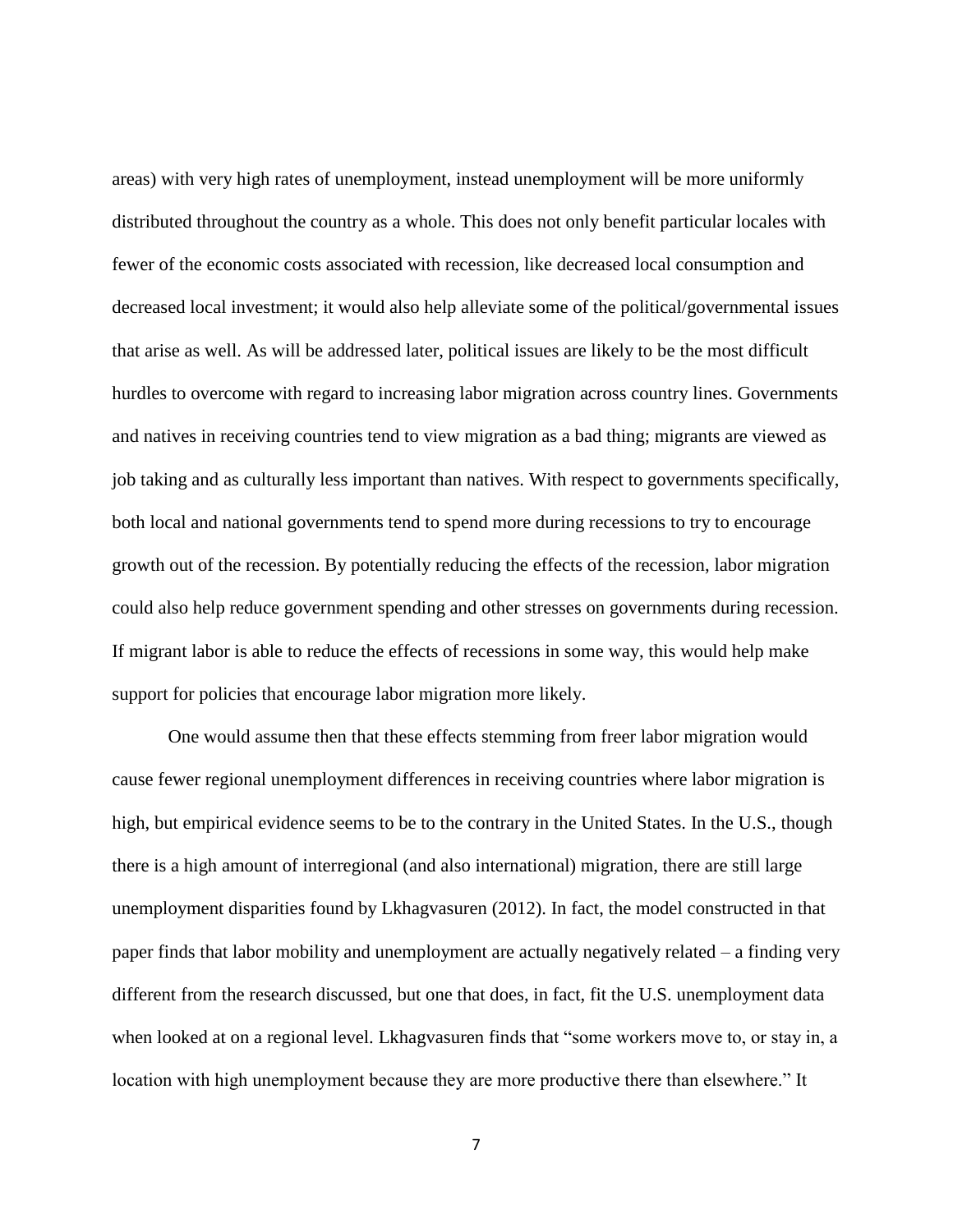areas) with very high rates of unemployment, instead unemployment will be more uniformly distributed throughout the country as a whole. This does not only benefit particular locales with fewer of the economic costs associated with recession, like decreased local consumption and decreased local investment; it would also help alleviate some of the political/governmental issues that arise as well. As will be addressed later, political issues are likely to be the most difficult hurdles to overcome with regard to increasing labor migration across country lines. Governments and natives in receiving countries tend to view migration as a bad thing; migrants are viewed as job taking and as culturally less important than natives. With respect to governments specifically, both local and national governments tend to spend more during recessions to try to encourage growth out of the recession. By potentially reducing the effects of the recession, labor migration could also help reduce government spending and other stresses on governments during recession. If migrant labor is able to reduce the effects of recessions in some way, this would help make support for policies that encourage labor migration more likely.

One would assume then that these effects stemming from freer labor migration would cause fewer regional unemployment differences in receiving countries where labor migration is high, but empirical evidence seems to be to the contrary in the United States. In the U.S., though there is a high amount of interregional (and also international) migration, there are still large unemployment disparities found by Lkhagvasuren (2012). In fact, the model constructed in that paper finds that labor mobility and unemployment are actually negatively related – a finding very different from the research discussed, but one that does, in fact, fit the U.S. unemployment data when looked at on a regional level. Lkhagvasuren finds that "some workers move to, or stay in, a location with high unemployment because they are more productive there than elsewhere." It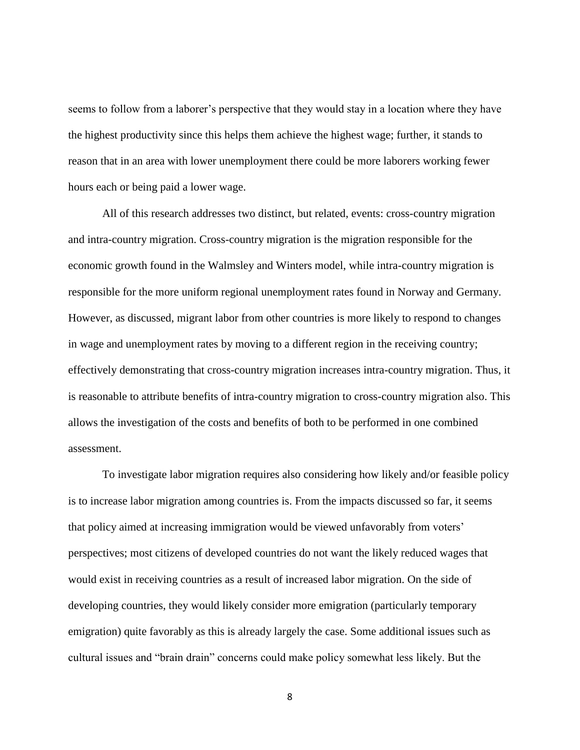seems to follow from a laborer's perspective that they would stay in a location where they have the highest productivity since this helps them achieve the highest wage; further, it stands to reason that in an area with lower unemployment there could be more laborers working fewer hours each or being paid a lower wage.

All of this research addresses two distinct, but related, events: cross-country migration and intra-country migration. Cross-country migration is the migration responsible for the economic growth found in the Walmsley and Winters model, while intra-country migration is responsible for the more uniform regional unemployment rates found in Norway and Germany. However, as discussed, migrant labor from other countries is more likely to respond to changes in wage and unemployment rates by moving to a different region in the receiving country; effectively demonstrating that cross-country migration increases intra-country migration. Thus, it is reasonable to attribute benefits of intra-country migration to cross-country migration also. This allows the investigation of the costs and benefits of both to be performed in one combined assessment.

To investigate labor migration requires also considering how likely and/or feasible policy is to increase labor migration among countries is. From the impacts discussed so far, it seems that policy aimed at increasing immigration would be viewed unfavorably from voters' perspectives; most citizens of developed countries do not want the likely reduced wages that would exist in receiving countries as a result of increased labor migration. On the side of developing countries, they would likely consider more emigration (particularly temporary emigration) quite favorably as this is already largely the case. Some additional issues such as cultural issues and "brain drain" concerns could make policy somewhat less likely. But the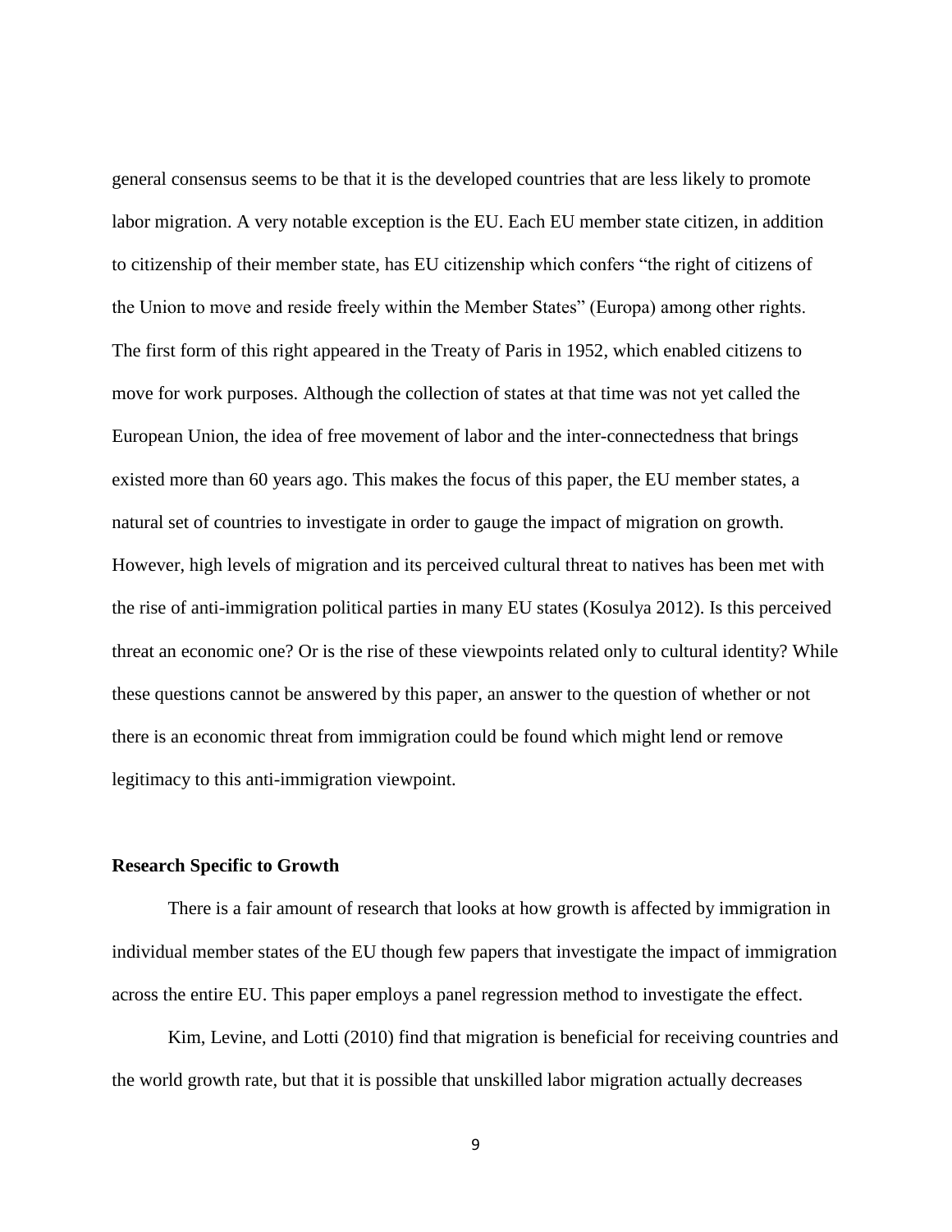general consensus seems to be that it is the developed countries that are less likely to promote labor migration. A very notable exception is the EU. Each EU member state citizen, in addition to citizenship of their member state, has EU citizenship which confers "the right of citizens of the Union to move and reside freely within the Member States" (Europa) among other rights. The first form of this right appeared in the Treaty of Paris in 1952, which enabled citizens to move for work purposes. Although the collection of states at that time was not yet called the European Union, the idea of free movement of labor and the inter-connectedness that brings existed more than 60 years ago. This makes the focus of this paper, the EU member states, a natural set of countries to investigate in order to gauge the impact of migration on growth. However, high levels of migration and its perceived cultural threat to natives has been met with the rise of anti-immigration political parties in many EU states (Kosulya 2012). Is this perceived threat an economic one? Or is the rise of these viewpoints related only to cultural identity? While these questions cannot be answered by this paper, an answer to the question of whether or not there is an economic threat from immigration could be found which might lend or remove legitimacy to this anti-immigration viewpoint.

**Research Specific to Growth**

There is a fair amount of research that looks at how growth is affected by immigration in individual member states of the EU though few papers that investigate the impact of immigration across the entire EU. This paper employs a panel regression method to investigate the effect.

Kim, Levine, and Lotti (2010) find that migration is beneficial for receiving countries and the world growth rate, but that it is possible that unskilled labor migration actually decreases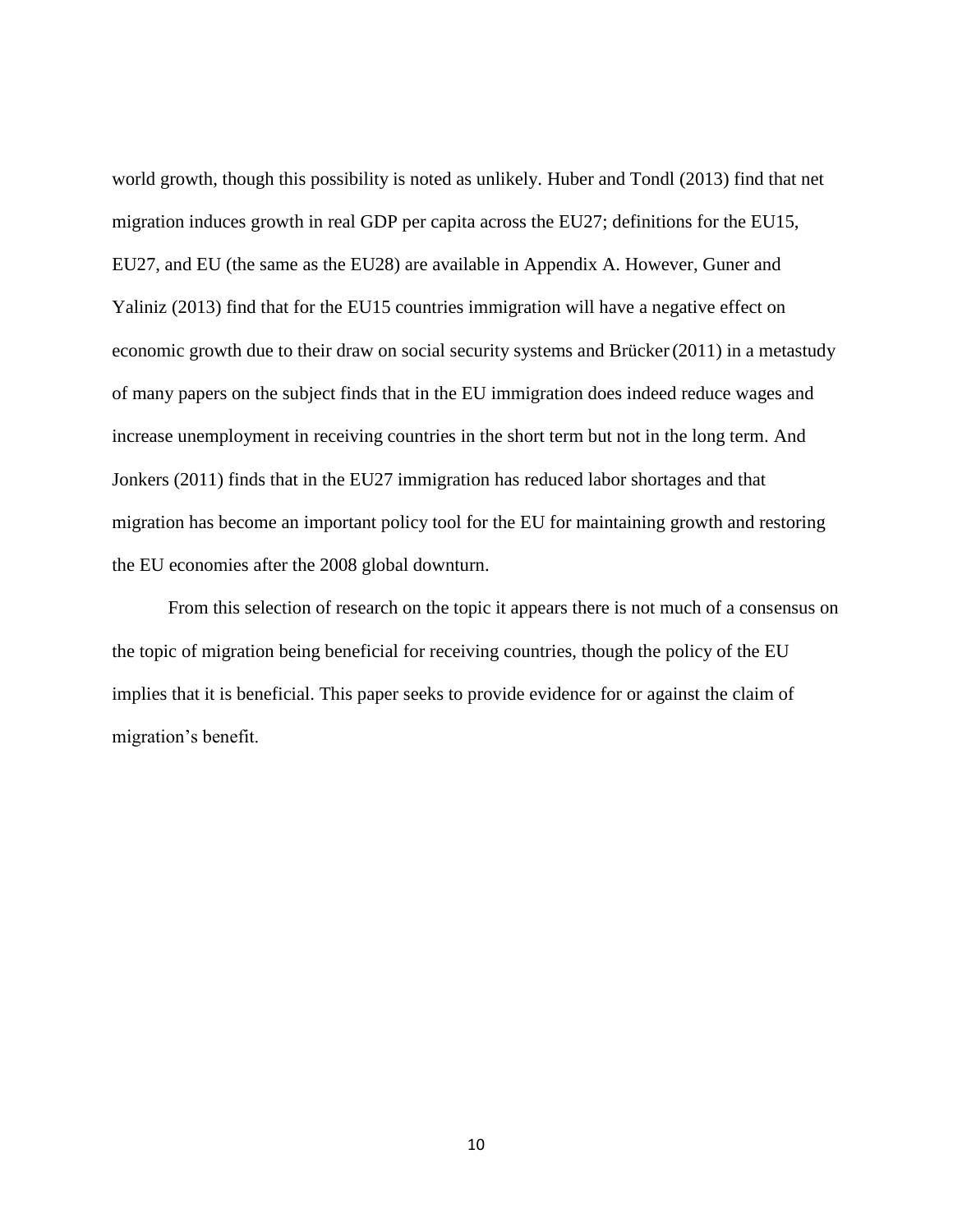world growth, though this possibility is noted as unlikely. Huber and Tondl (2013) find that net migration induces growth in real GDP per capita across the EU27; definitions for the EU15, EU27, and EU (the same as the EU28) are available in Appendix A. However, Guner and Yaliniz (2013) find that for the EU15 countries immigration will have a negative effect on economic growth due to their draw on social security systems and Brücker (2011) in a metastudy of many papers on the subject finds that in the EU immigration does indeed reduce wages and increase unemployment in receiving countries in the short term but not in the long term. And Jonkers (2011) finds that in the EU27 immigration has reduced labor shortages and that migration has become an important policy tool for the EU for maintaining growth and restoring the EU economies after the 2008 global downturn.

From this selection of research on the topic it appears there is not much of a consensus on the topic of migration being beneficial for receiving countries, though the policy of the EU implies that it is beneficial. This paper seeks to provide evidence for or against the claim of migration's benefit.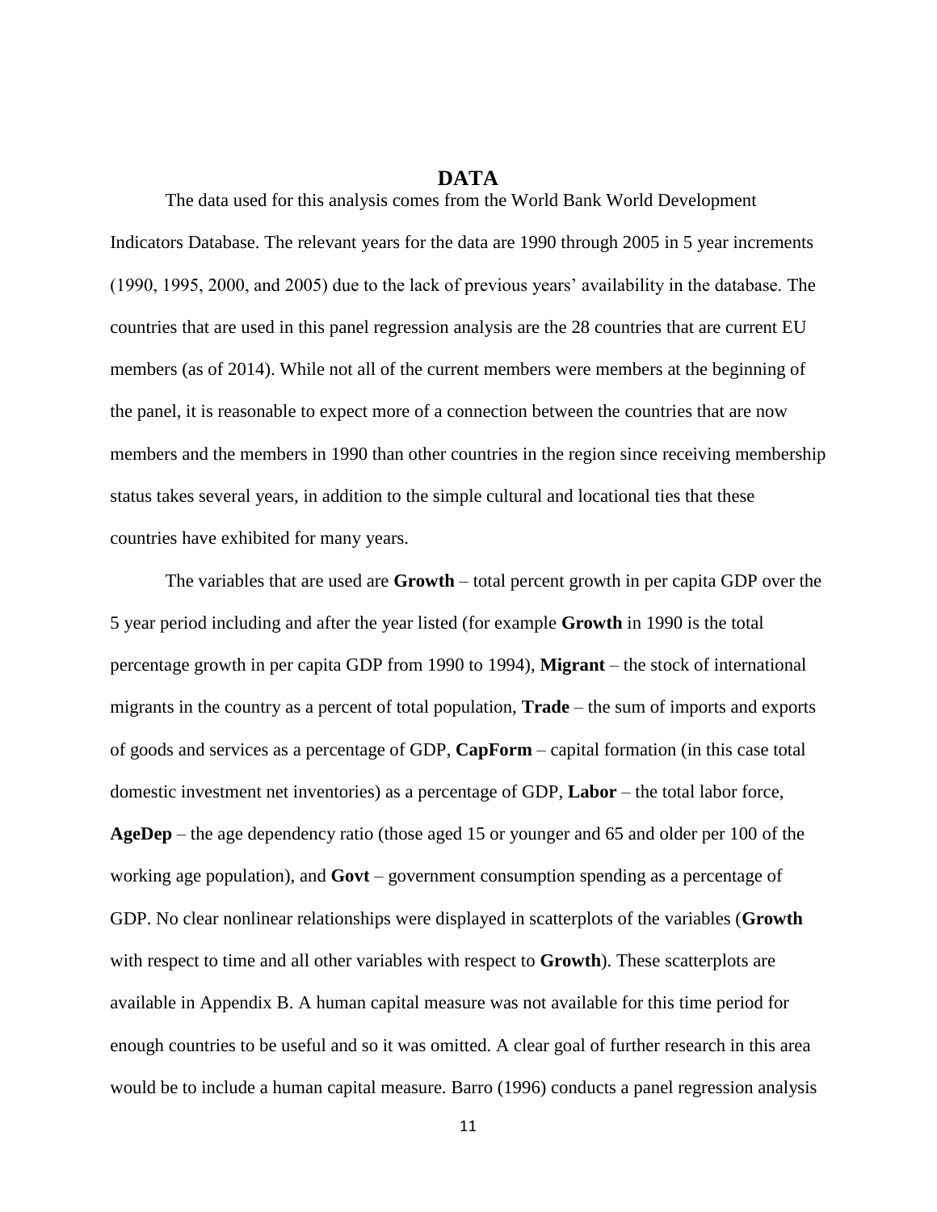# DATA

The data used for this analysis comes from the World Bank World Development Indicators Database. The relevant years for the data are 1990 through 2005 in 5 year increments (1990, 1995, 2000, and 2005) due to the lack of previous years' availability in the database. The countries that are used in this panel regression analysis are the 28 countries that are current EU members (as of 2014). While not all of the current members were members at the beginning of the panel, it is reasonable to expect more of a connection between the countries that are now members and the members in 1990 than other countries in the region since receiving membership status takes several years, in addition to the simple cultural and locational ties that these countries have exhibited for many years.

The variables that are used are **Growth** – total percent growth in per capita GDP over the 5 year period including and after the year listed (for example **Growth** in 1990 is the total percentage growth in per capita GDP from 1990 to 1994), **Migrant** – the stock of international migrants in the country as a percent of total population, **Trade** – the sum of imports and exports of goods and services as a percentage of GDP, **CapForm** – capital formation (in this case total domestic investment net inventories) as a percentage of GDP, **Labor** – the total labor force, **AgeDep** – the age dependency ratio (those aged 15 or younger and 65 and older per 100 of the working age population), and **Govt** – government consumption spending as a percentage of GDP. No clear nonlinear relationships were displayed in scatterplots of the variables (**Growth** with respect to time and all other variables with respect to **Growth**). These scatterplots are available in Appendix B. A human capital measure was not available for this time period for enough countries to be useful and so it was omitted. A clear goal of further research in this area would be to include a human capital measure. Barro (1996) conducts a panel regression analysis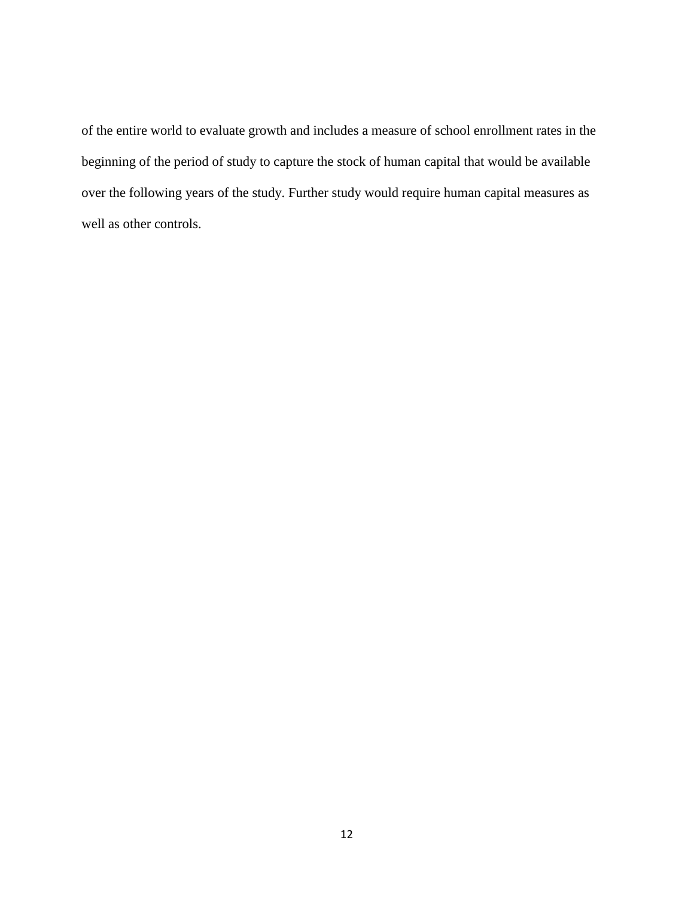of the entire world to evaluate growth and includes a measure of school enrollment rates in the beginning of the period of study to capture the stock of human capital that would be available over the following years of the study. Further study would require human capital measures as well as other controls.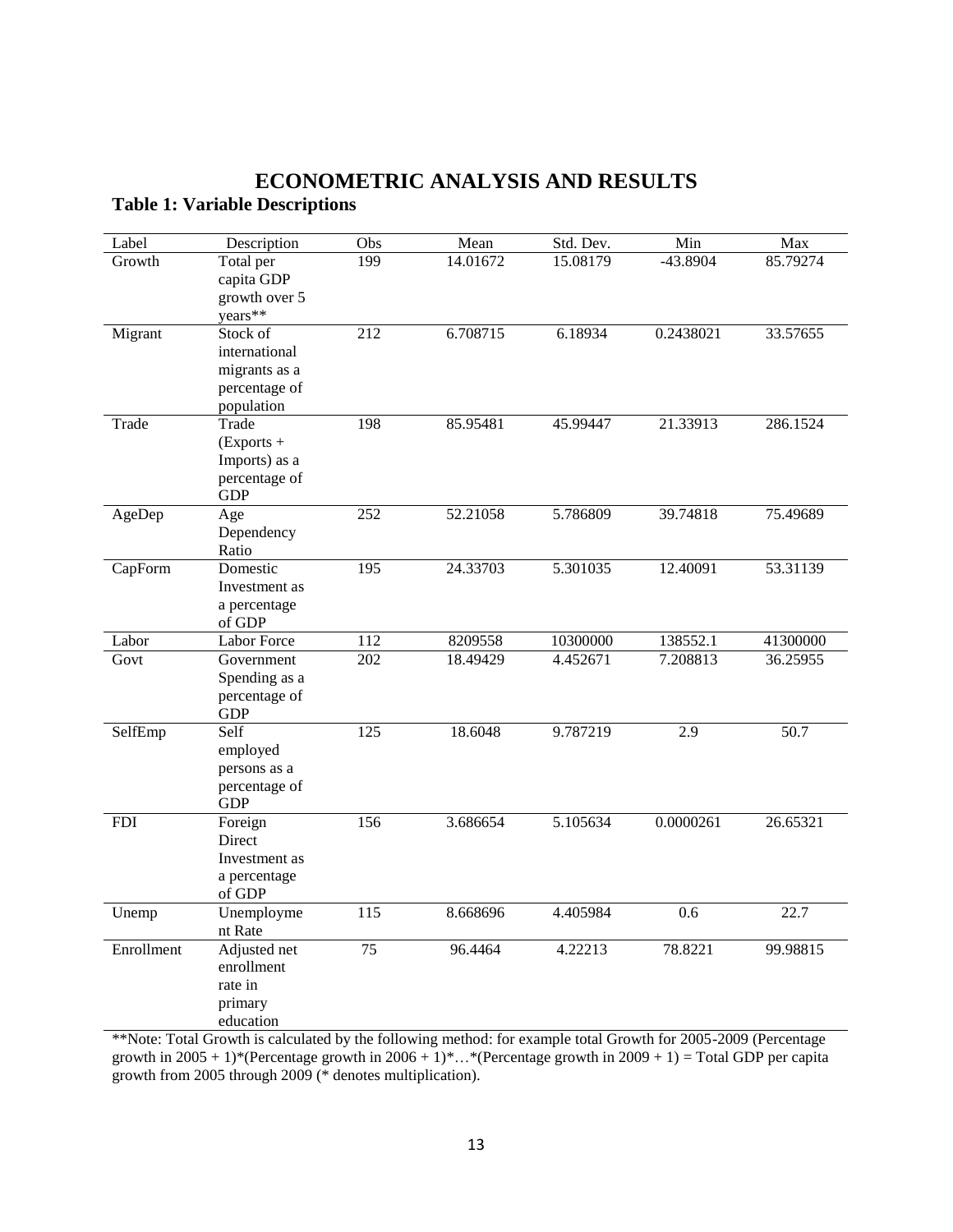# ECONOMETRIC ANALYSIS AND RESULTS

## Table 1: Variable Descriptions

| Label | Description | Obs | Mean | Std. Dev. | Min | Max |
|---|---|---|---|---|---|---|
| Growth | Total per capita GDP growth over 5 years** | 199 | 14.01672 | 15.08179 | -43.8904 | 85.79274 |
| Migrant | Stock of international migrants as a percentage of population | 212 | 6.708715 | 6.18934 | 0.2438021 | 33.57655 |
| Trade | Trade (Exports + Imports) as a percentage of GDP | 198 | 85.95481 | 45.99447 | 21.33913 | 286.1524 |
| AgeDep | Age Dependency Ratio | 252 | 52.21058 | 5.786809 | 39.74818 | 75.49689 |
| CapForm | Domestic Investment as a percentage of GDP | 195 | 24.33703 | 5.301035 | 12.40091 | 53.31139 |
| Labor | Labor Force | 112 | 8209558 | 10300000 | 138552.1 | 41300000 |
| Govt | Government Spending as a percentage of GDP | 202 | 18.49429 | 4.452671 | 7.208813 | 36.25955 |
| SelfEmp | Self employed persons as a percentage of GDP | 125 | 18.6048 | 9.787219 | 2.9 | 50.7 |
| FDI | Foreign Direct Investment as a percentage of GDP | 156 | 3.686654 | 5.105634 | 0.0000261 | 26.65321 |
| Unemp | Unemployment Rate | 115 | 8.668696 | 4.405984 | 0.6 | 22.7 |
| Enrollment | Adjusted net enrollment rate in primary education | 75 | 96.4464 | 4.22213 | 78.8221 | 99.98815 |

**Note: Total Growth is calculated by the following method: for example total Growth for 2005-2009 (Percentage growth in 2005 + 1)*(Percentage growth in 2006 + 1)*…*(Percentage growth in 2009 + 1) = Total GDP per capita growth from 2005 through 2009 (* denotes multiplication).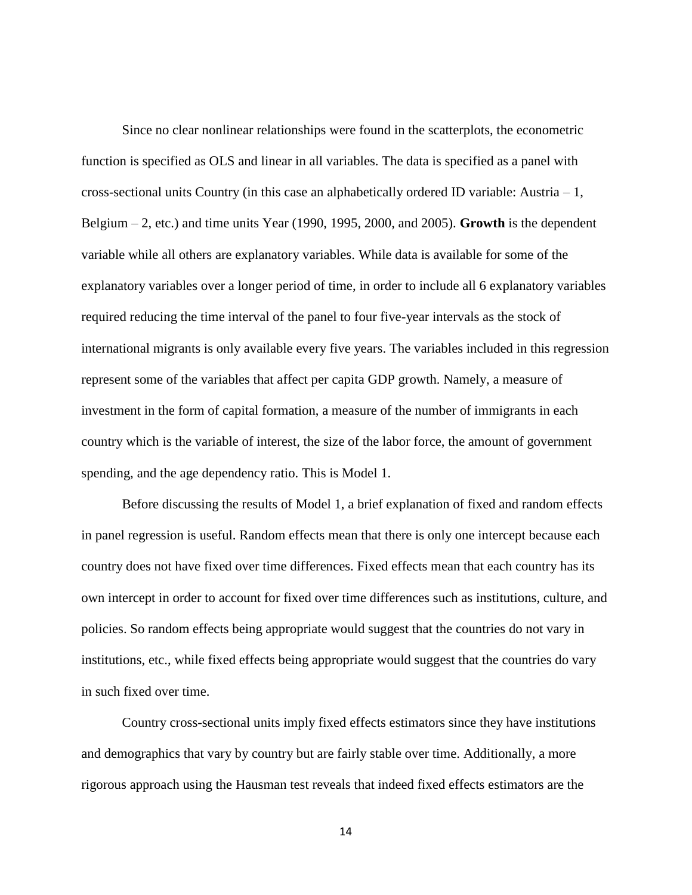Since no clear nonlinear relationships were found in the scatterplots, the econometric function is specified as OLS and linear in all variables. The data is specified as a panel with cross-sectional units Country (in this case an alphabetically ordered ID variable: Austria – 1, Belgium – 2, etc.) and time units Year (1990, 1995, 2000, and 2005). **Growth** is the dependent variable while all others are explanatory variables. While data is available for some of the explanatory variables over a longer period of time, in order to include all 6 explanatory variables required reducing the time interval of the panel to four five-year intervals as the stock of international migrants is only available every five years. The variables included in this regression represent some of the variables that affect per capita GDP growth. Namely, a measure of investment in the form of capital formation, a measure of the number of immigrants in each country which is the variable of interest, the size of the labor force, the amount of government spending, and the age dependency ratio. This is Model 1.

Before discussing the results of Model 1, a brief explanation of fixed and random effects in panel regression is useful. Random effects mean that there is only one intercept because each country does not have fixed over time differences. Fixed effects mean that each country has its own intercept in order to account for fixed over time differences such as institutions, culture, and policies. So random effects being appropriate would suggest that the countries do not vary in institutions, etc., while fixed effects being appropriate would suggest that the countries do vary in such fixed over time.

Country cross-sectional units imply fixed effects estimators since they have institutions and demographics that vary by country but are fairly stable over time. Additionally, a more rigorous approach using the Hausman test reveals that indeed fixed effects estimators are the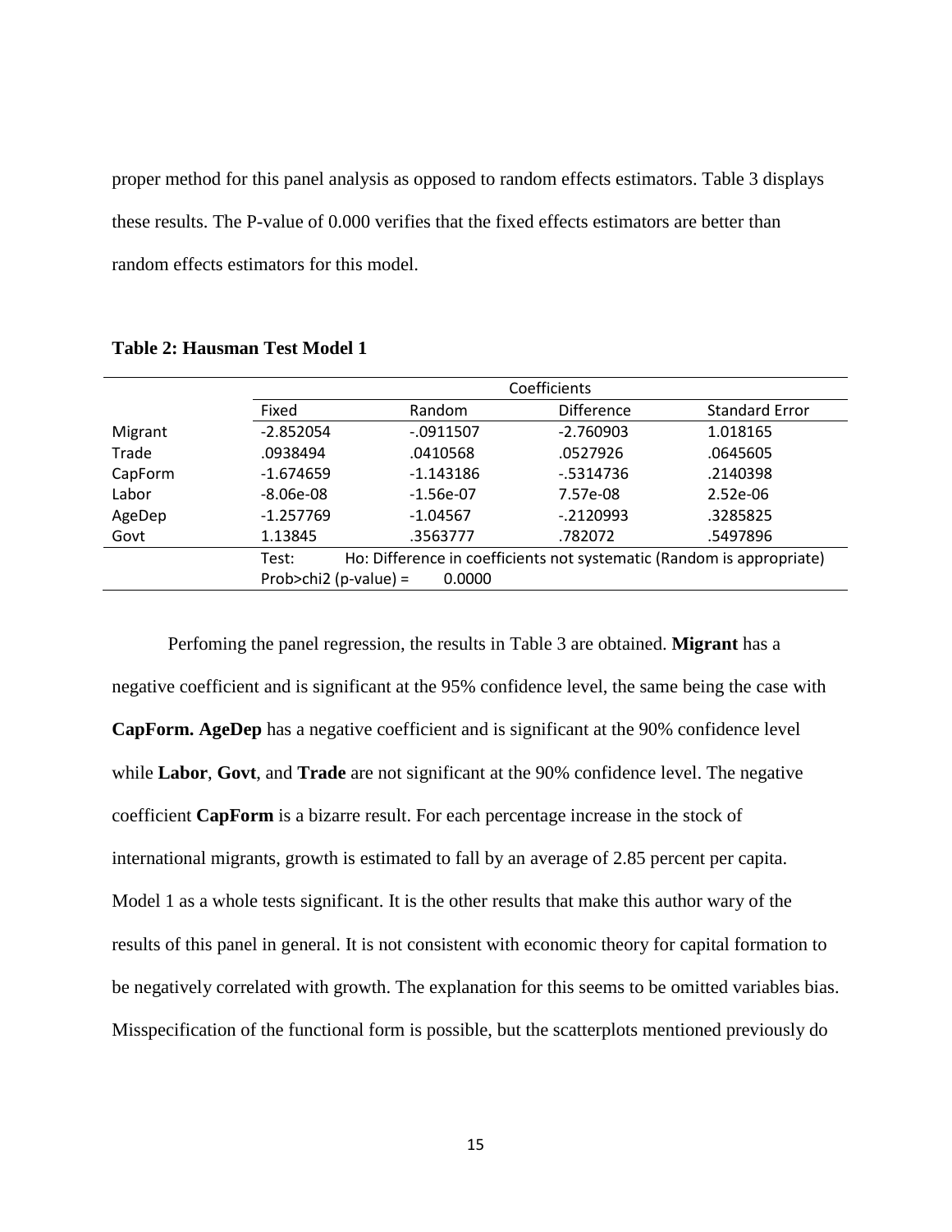proper method for this panel analysis as opposed to random effects estimators. Table 3 displays these results. The P-value of 0.000 verifies that the fixed effects estimators are better than random effects estimators for this model.

**Table 2: Hausman Test Model 1**

| | Coefficients | | | |
|---|---|---|---|---|
| | Fixed | Random | Difference | Standard Error |
| Migrant | -2.852054 | -.0911507 | -2.760903 | 1.018165 |
| Trade | .0938494 | .0410568 | .0527926 | .0645605 |
| CapForm | -1.674659 | -1.143186 | -.5314736 | .2140398 |
| Labor | -8.06e-08 | -1.56e-07 | 7.57e-08 | 2.52e-06 |
| AgeDep | -1.257769 | -1.04567 | -.2120993 | .3285825 |
| Govt | 1.13845 | .3563777 | .782072 | .5497896 |
| | Test: | Ho: Difference in coefficients not systematic (Random is appropriate) | | |
| | Prob>chi2 (p-value) = | 0.0000 | | |

Perfoming the panel regression, the results in Table 3 are obtained. **Migrant** has a negative coefficient and is significant at the 95% confidence level, the same being the case with **CapForm.** **AgeDep** has a negative coefficient and is significant at the 90% confidence level while **Labor**, **Govt**, and **Trade** are not significant at the 90% confidence level. The negative coefficient **CapForm** is a bizarre result. For each percentage increase in the stock of international migrants, growth is estimated to fall by an average of 2.85 percent per capita. Model 1 as a whole tests significant. It is the other results that make this author wary of the results of this panel in general. It is not consistent with economic theory for capital formation to be negatively correlated with growth. The explanation for this seems to be omitted variables bias. Misspecification of the functional form is possible, but the scatterplots mentioned previously do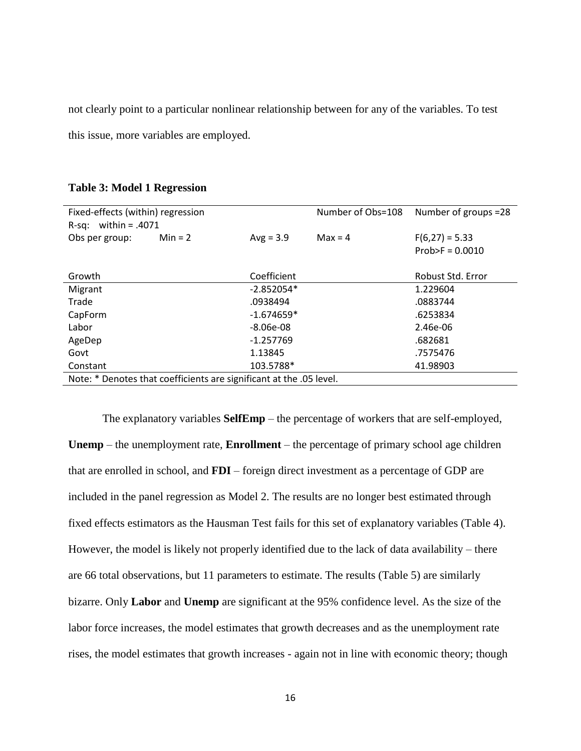not clearly point to a particular nonlinear relationship between for any of the variables. To test this issue, more variables are employed.

**Table 3: Model 1 Regression**

| Fixed-effects (within) regression | | | Number of Obs=108 | Number of groups =28 |
|---|---|---|---|---|
| R-sq: within = .4071 | | | | |
| Obs per group: | Min = 2 | Avg = 3.9 | Max = 4 | F(6,27) = 5.33 Prob>F = 0.0010 |
| Growth | | Coefficient | | Robust Std. Error |
| Migrant | | -2.852054* | | 1.229604 |
| Trade | | .0938494 | | .0883744 |
| CapForm | | -1.674659* | | .6253834 |
| Labor | | -8.06e-08 | | 2.46e-06 |
| AgeDep | | -1.257769 | | .682681 |
| Govt | | 1.13845 | | .7575476 |
| Constant | | 103.5788* | | 41.98903 |

Note: * Denotes that coefficients are significant at the .05 level.

The explanatory variables **SelfEmp** – the percentage of workers that are self-employed, **Unemp** – the unemployment rate, **Enrollment** – the percentage of primary school age children that are enrolled in school, and **FDI** – foreign direct investment as a percentage of GDP are included in the panel regression as Model 2. The results are no longer best estimated through fixed effects estimators as the Hausman Test fails for this set of explanatory variables (Table 4). However, the model is likely not properly identified due to the lack of data availability – there are 66 total observations, but 11 parameters to estimate. The results (Table 5) are similarly bizarre. Only **Labor** and **Unemp** are significant at the 95% confidence level. As the size of the labor force increases, the model estimates that growth decreases and as the unemployment rate rises, the model estimates that growth increases - again not in line with economic theory; though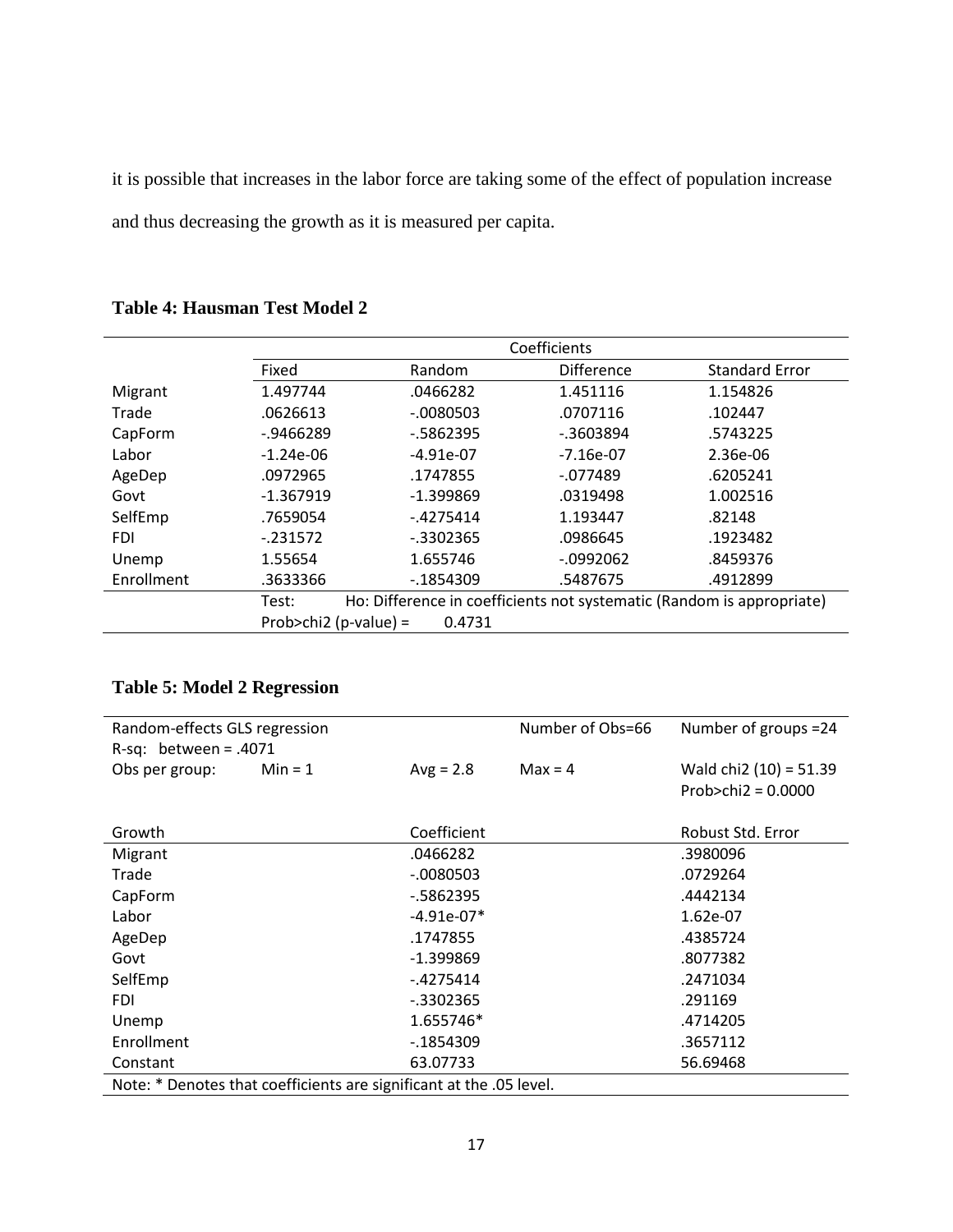it is possible that increases in the labor force are taking some of the effect of population increase and thus decreasing the growth as it is measured per capita.

**Table 4: Hausman Test Model 2**

| | Coefficients | | | |
|---|---|---|---|---|
| | Fixed | Random | Difference | Standard Error |
| Migrant | 1.497744 | .0466282 | 1.451116 | 1.154826 |
| Trade | .0626613 | -.0080503 | .0707116 | .102447 |
| CapForm | -.9466289 | -.5862395 | -.3603894 | .5743225 |
| Labor | -1.24e-06 | -4.91e-07 | -7.16e-07 | 2.36e-06 |
| AgeDep | .0972965 | .1747855 | -.077489 | .6205241 |
| Govt | -1.367919 | -1.399869 | .0319498 | 1.002516 |
| SelfEmp | .7659054 | -.4275414 | 1.193447 | .82148 |
| FDI | -.231572 | -.3302365 | .0986645 | .1923482 |
| Unemp | 1.55654 | 1.655746 | -.0992062 | .8459376 |
| Enrollment | .3633366 | -.1854309 | .5487675 | .4912899 |
| | Test: | Ho: Difference in coefficients not systematic (Random is appropriate) | | |
| | Prob>chi2 (p-value) = | 0.4731 | | |

**Table 5: Model 2 Regression**

| Random-effects GLS regression | | | Number of Obs=66 | Number of groups =24 |
|---|---|---|---|---|
| R-sq: between = .4071 | | | | |
| Obs per group: | Min = 1 | Avg = 2.8 | Max = 4 | Wald chi2 (10) = 51.39 Prob>chi2 = 0.0000 |
| Growth | | Coefficient | | Robust Std. Error |
| Migrant | | .0466282 | | .3980096 |
| Trade | | -.0080503 | | .0729264 |
| CapForm | | -.5862395 | | .4442134 |
| Labor | | -4.91e-07* | | 1.62e-07 |
| AgeDep | | .1747855 | | .4385724 |
| Govt | | -1.399869 | | .8077382 |
| SelfEmp | | -.4275414 | | .2471034 |
| FDI | | -.3302365 | | .291169 |
| Unemp | | 1.655746* | | .4714205 |
| Enrollment | | -.1854309 | | .3657112 |
| Constant | | 63.07733 | | 56.69468 |

Note: * Denotes that coefficients are significant at the .05 level.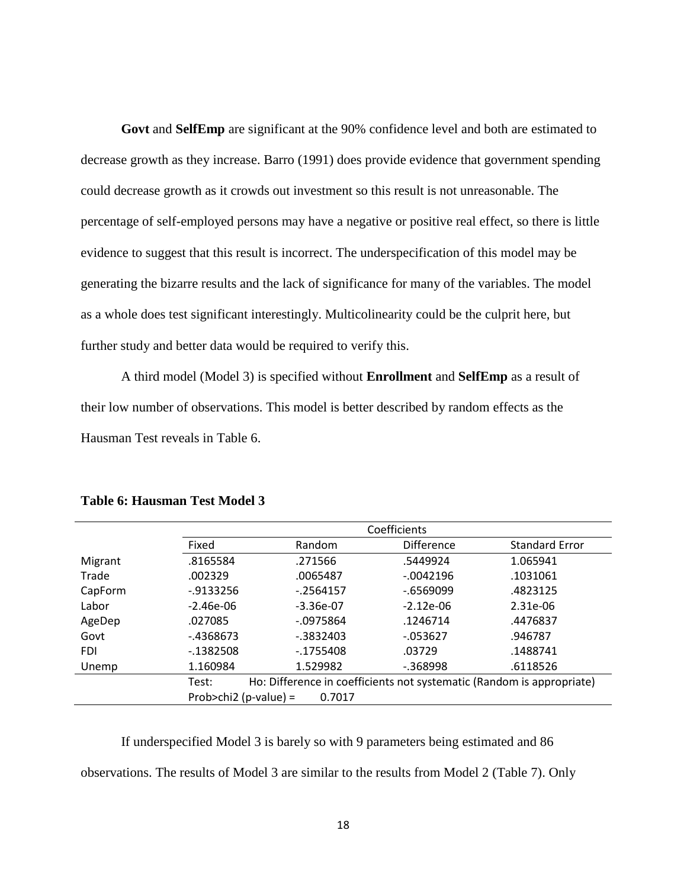**Govt** and **SelfEmp** are significant at the 90% confidence level and both are estimated to decrease growth as they increase. Barro (1991) does provide evidence that government spending could decrease growth as it crowds out investment so this result is not unreasonable. The percentage of self-employed persons may have a negative or positive real effect, so there is little evidence to suggest that this result is incorrect. The underspecification of this model may be generating the bizarre results and the lack of significance for many of the variables. The model as a whole does test significant interestingly. Multicolinearity could be the culprit here, but further study and better data would be required to verify this.

A third model (Model 3) is specified without **Enrollment** and **SelfEmp** as a result of their low number of observations. This model is better described by random effects as the Hausman Test reveals in Table 6.

**Table 6: Hausman Test Model 3**

| | Coefficients | | | |
|---|---|---|---|---|
| | Fixed | Random | Difference | Standard Error |
| Migrant | .8165584 | .271566 | .5449924 | 1.065941 |
| Trade | .002329 | .0065487 | -.0042196 | .1031061 |
| CapForm | -.9133256 | -.2564157 | -.6569099 | .4823125 |
| Labor | -2.46e-06 | -3.36e-07 | -2.12e-06 | 2.31e-06 |
| AgeDep | .027085 | -.0975864 | .1246714 | .4476837 |
| Govt | -.4368673 | -.3832403 | -.053627 | .946787 |
| FDI | -.1382508 | -.1755408 | .03729 | .1488741 |
| Unemp | 1.160984 | 1.529982 | -.368998 | .6118526 |
| | Test: | Ho: Difference in coefficients not systematic (Random is appropriate) | | |
| | Prob>chi2 (p-value) = | 0.7017 | | |

If underspecified Model 3 is barely so with 9 parameters being estimated and 86 observations. The results of Model 3 are similar to the results from Model 2 (Table 7). Only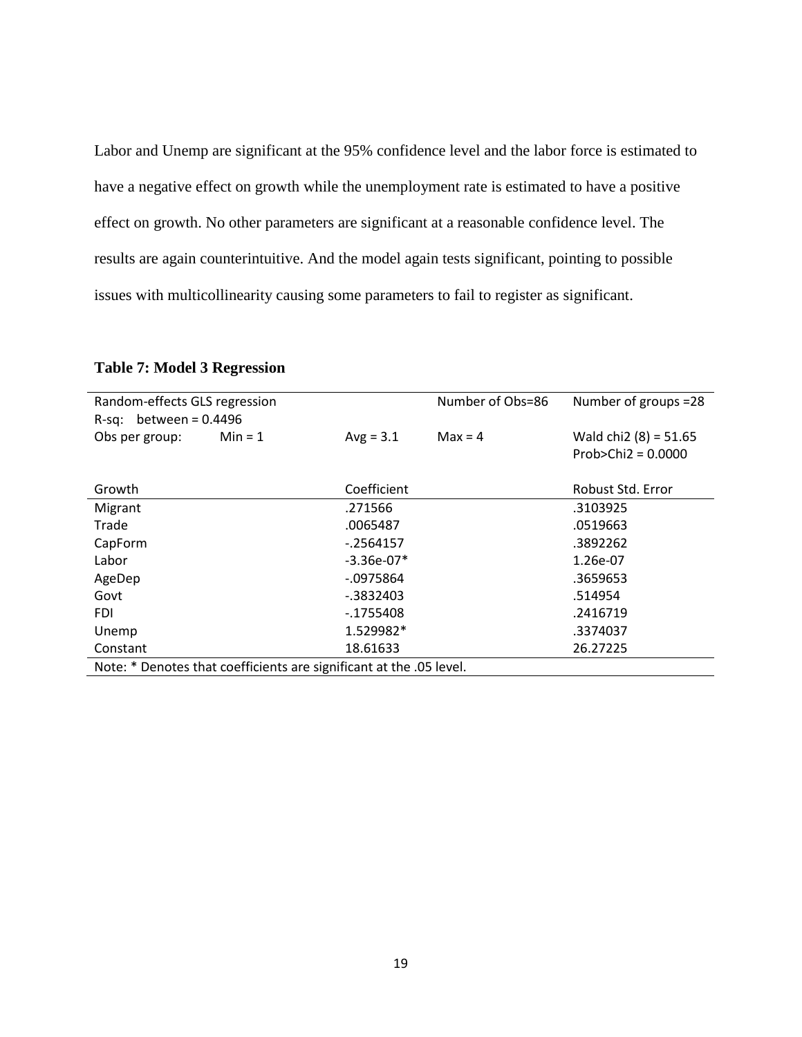Labor and Unemp are significant at the 95% confidence level and the labor force is estimated to have a negative effect on growth while the unemployment rate is estimated to have a positive effect on growth. No other parameters are significant at a reasonable confidence level. The results are again counterintuitive. And the model again tests significant, pointing to possible issues with multicollinearity causing some parameters to fail to register as significant.

**Table 7: Model 3 Regression**

| Random-effects GLS regression | | | Number of Obs=86 | Number of groups =28 |
|---|---|---|---|---|
| R-sq: between = 0.4496 | | | | |
| Obs per group: | Min = 1 | Avg = 3.1 | Max = 4 | Wald chi2 (8) = 51.65<br>Prob>Chi2 = 0.0000 |
| Growth | | Coefficient | | Robust Std. Error |
| Migrant | | .271566 | | .3103925 |
| Trade | | .0065487 | | .0519663 |
| CapForm | | -.2564157 | | .3892262 |
| Labor | | -3.36e-07* | | 1.26e-07 |
| AgeDep | | -.0975864 | | .3659653 |
| Govt | | -.3832403 | | .514954 |
| FDI | | -.1755408 | | .2416719 |
| Unemp | | 1.529982* | | .3374037 |
| Constant | | 18.61633 | | 26.27225 |

Note: * Denotes that coefficients are significant at the .05 level.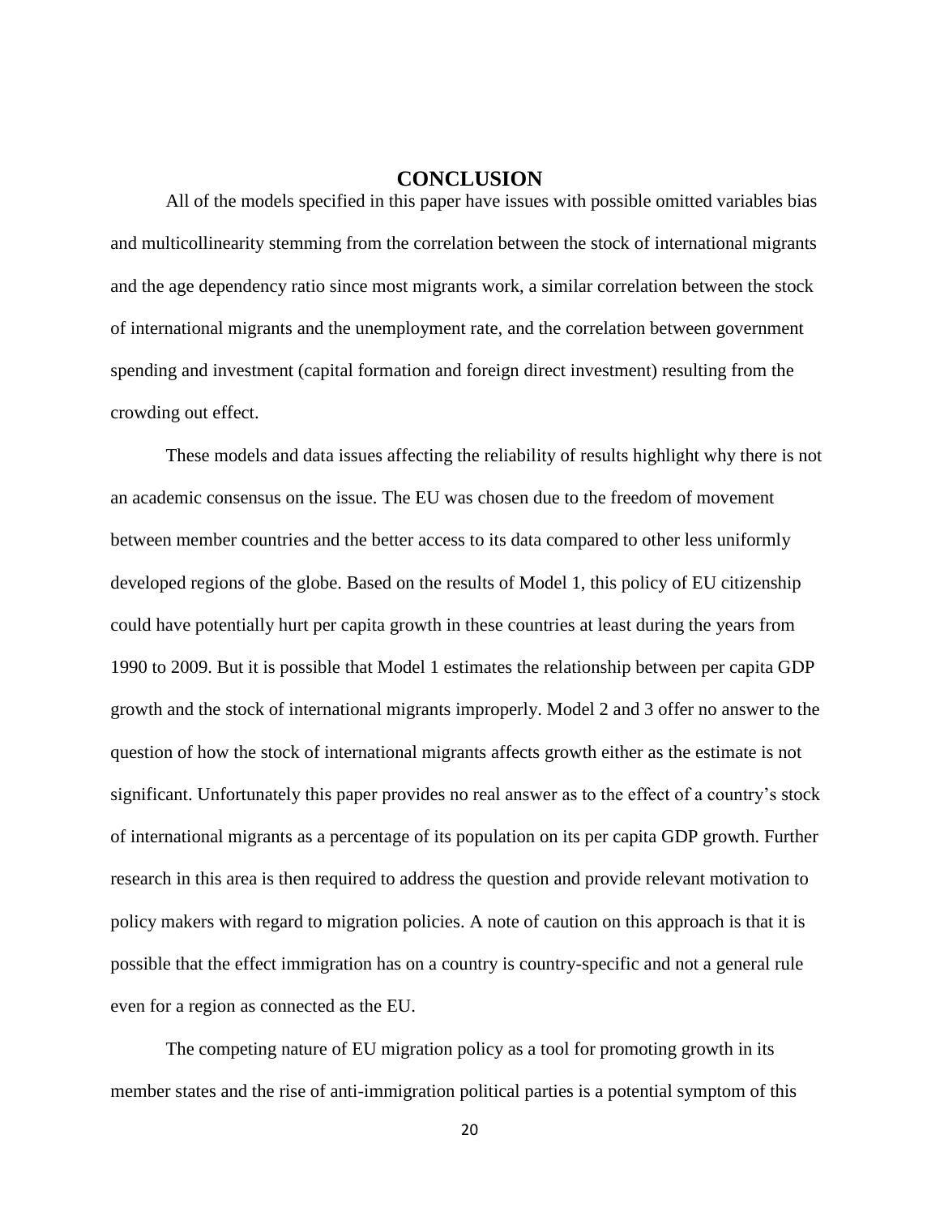# CONCLUSION

All of the models specified in this paper have issues with possible omitted variables bias and multicollinearity stemming from the correlation between the stock of international migrants and the age dependency ratio since most migrants work, a similar correlation between the stock of international migrants and the unemployment rate, and the correlation between government spending and investment (capital formation and foreign direct investment) resulting from the crowding out effect.

These models and data issues affecting the reliability of results highlight why there is not an academic consensus on the issue. The EU was chosen due to the freedom of movement between member countries and the better access to its data compared to other less uniformly developed regions of the globe. Based on the results of Model 1, this policy of EU citizenship could have potentially hurt per capita growth in these countries at least during the years from 1990 to 2009. But it is possible that Model 1 estimates the relationship between per capita GDP growth and the stock of international migrants improperly. Model 2 and 3 offer no answer to the question of how the stock of international migrants affects growth either as the estimate is not significant. Unfortunately this paper provides no real answer as to the effect of a country's stock of international migrants as a percentage of its population on its per capita GDP growth. Further research in this area is then required to address the question and provide relevant motivation to policy makers with regard to migration policies. A note of caution on this approach is that it is possible that the effect immigration has on a country is country-specific and not a general rule even for a region as connected as the EU.

The competing nature of EU migration policy as a tool for promoting growth in its member states and the rise of anti-immigration political parties is a potential symptom of this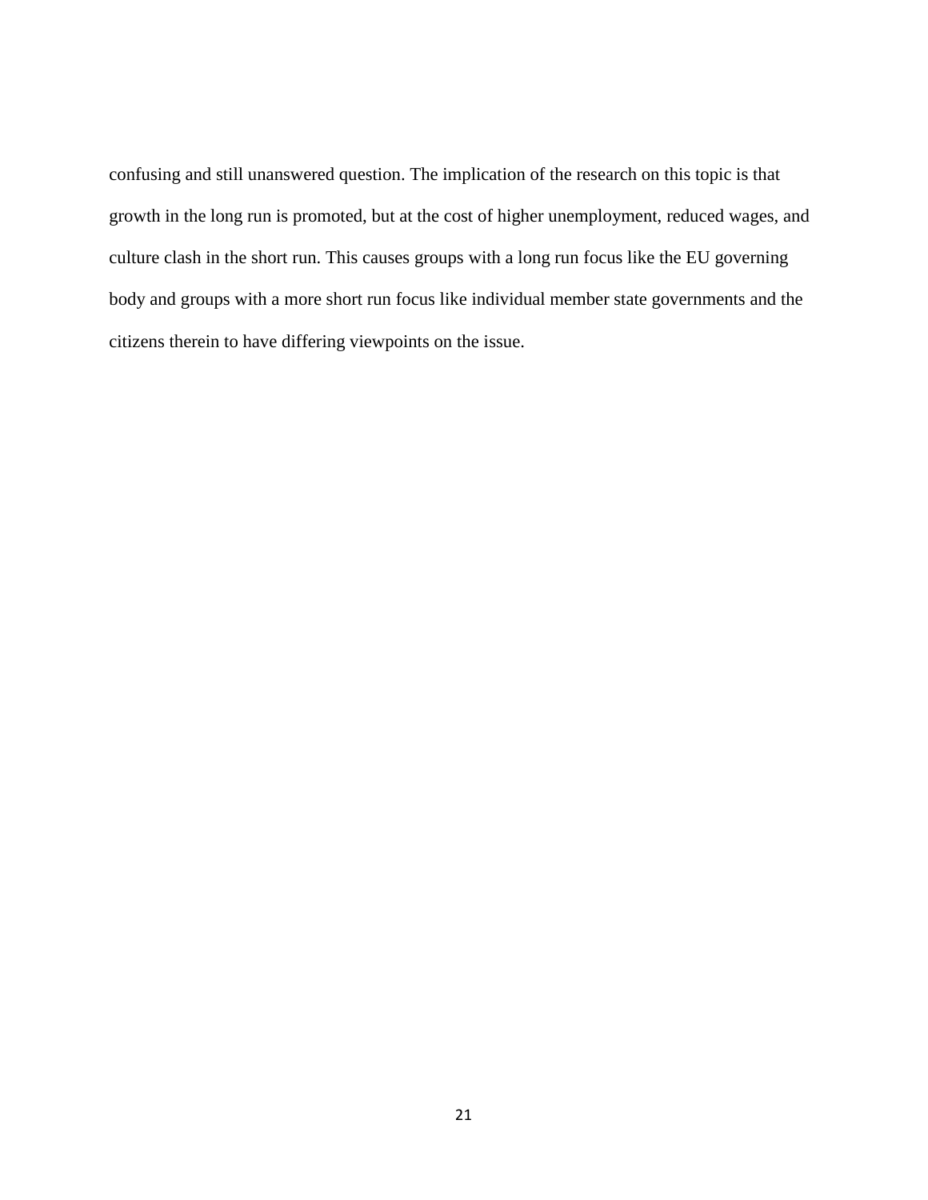confusing and still unanswered question. The implication of the research on this topic is that growth in the long run is promoted, but at the cost of higher unemployment, reduced wages, and culture clash in the short run. This causes groups with a long run focus like the EU governing body and groups with a more short run focus like individual member state governments and the citizens therein to have differing viewpoints on the issue.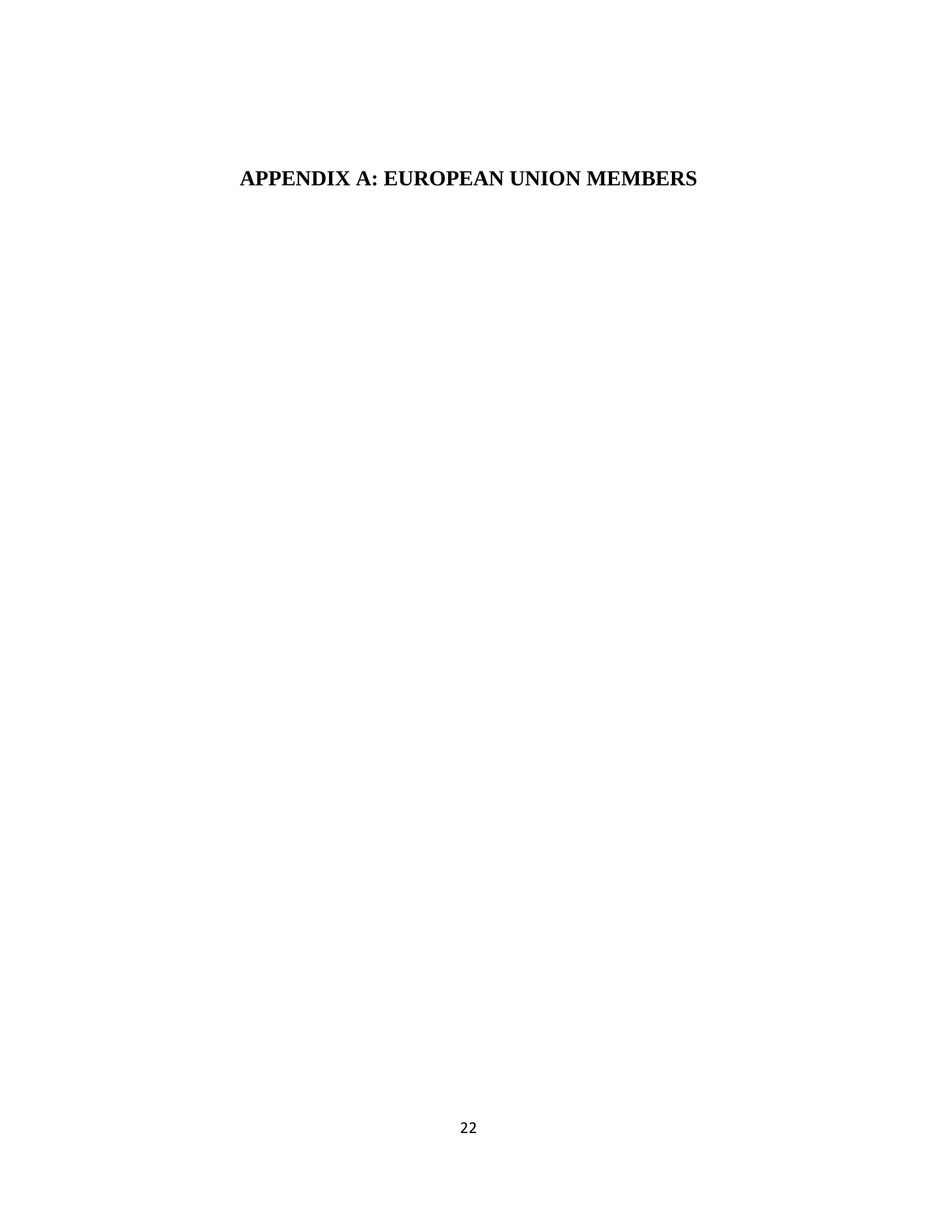# APPENDIX A: EUROPEAN UNION MEMBERS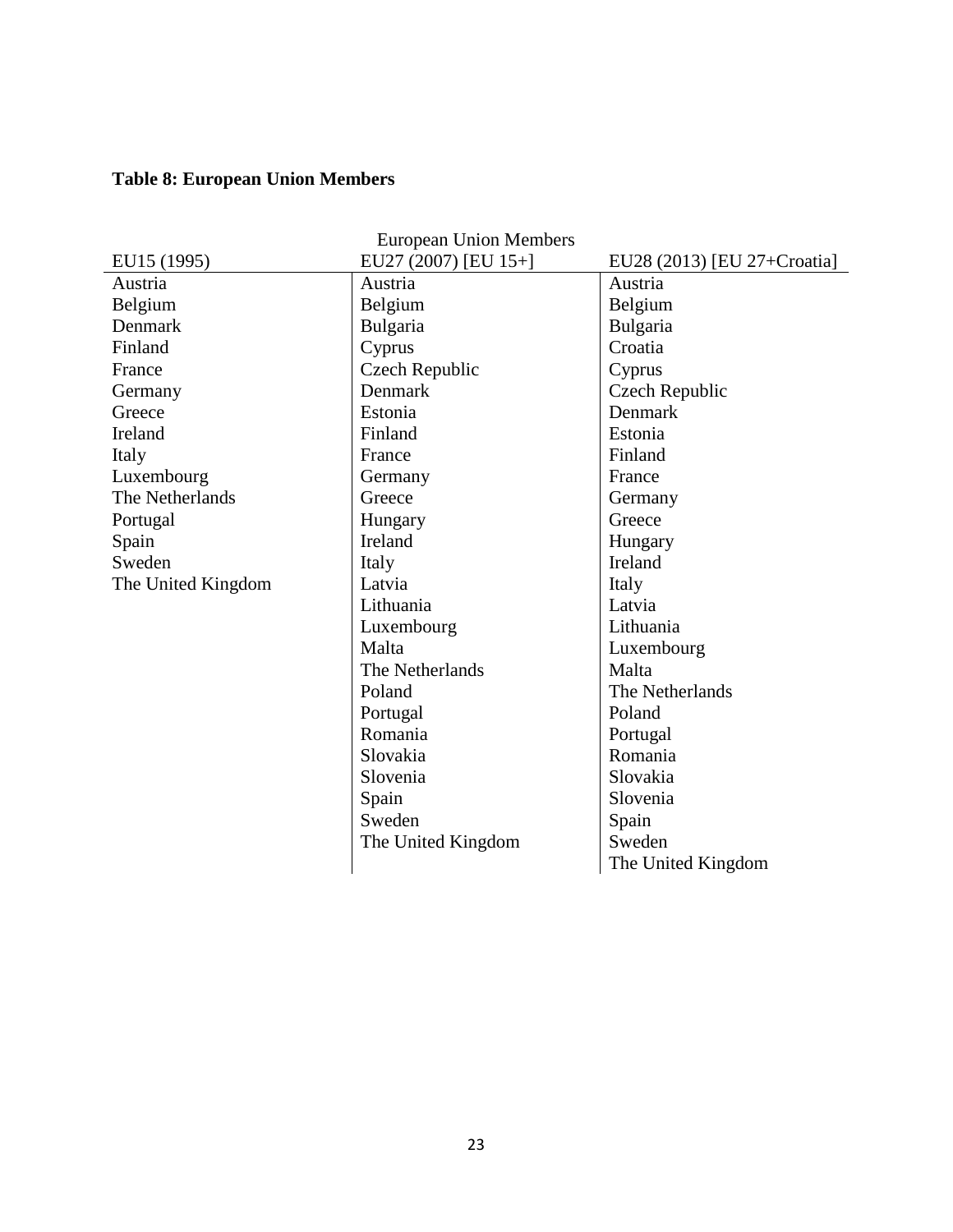**Table 8: European Union Members**

| European Union Members | | |
|---|---|---|
| EU15 (1995) | EU27 (2007) [EU 15+] | EU28 (2013) [EU 27+Croatia] |
| Austria | Austria | Austria |
| Belgium | Belgium | Belgium |
| Denmark | Bulgaria | Bulgaria |
| Finland | Cyprus | Croatia |
| France | Czech Republic | Cyprus |
| Germany | Denmark | Czech Republic |
| Greece | Estonia | Denmark |
| Ireland | Finland | Estonia |
| Italy | France | Finland |
| Luxembourg | Germany | France |
| The Netherlands | Greece | Germany |
| Portugal | Hungary | Greece |
| Spain | Ireland | Hungary |
| Sweden | Italy | Ireland |
| The United Kingdom | Latvia | Italy |
| | Lithuania | Latvia |
| | Luxembourg | Lithuania |
| | Malta | Luxembourg |
| | The Netherlands | Malta |
| | Poland | The Netherlands |
| | Portugal | Poland |
| | Romania | Portugal |
| | Slovakia | Romania |
| | Slovenia | Slovakia |
| | Spain | Slovenia |
| | Sweden | Spain |
| | The United Kingdom | Sweden |
| | | The United Kingdom |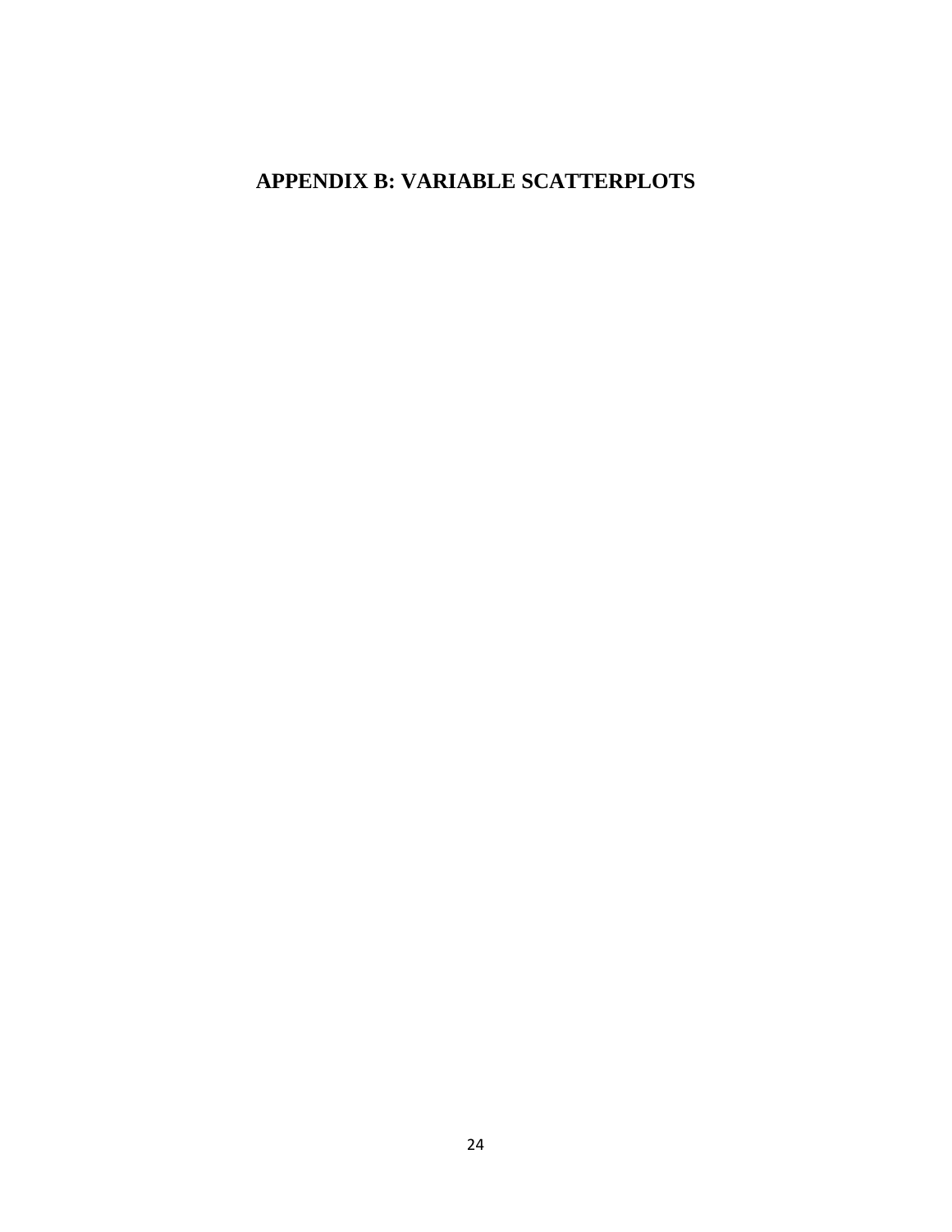# APPENDIX B: VARIABLE SCATTERPLOTS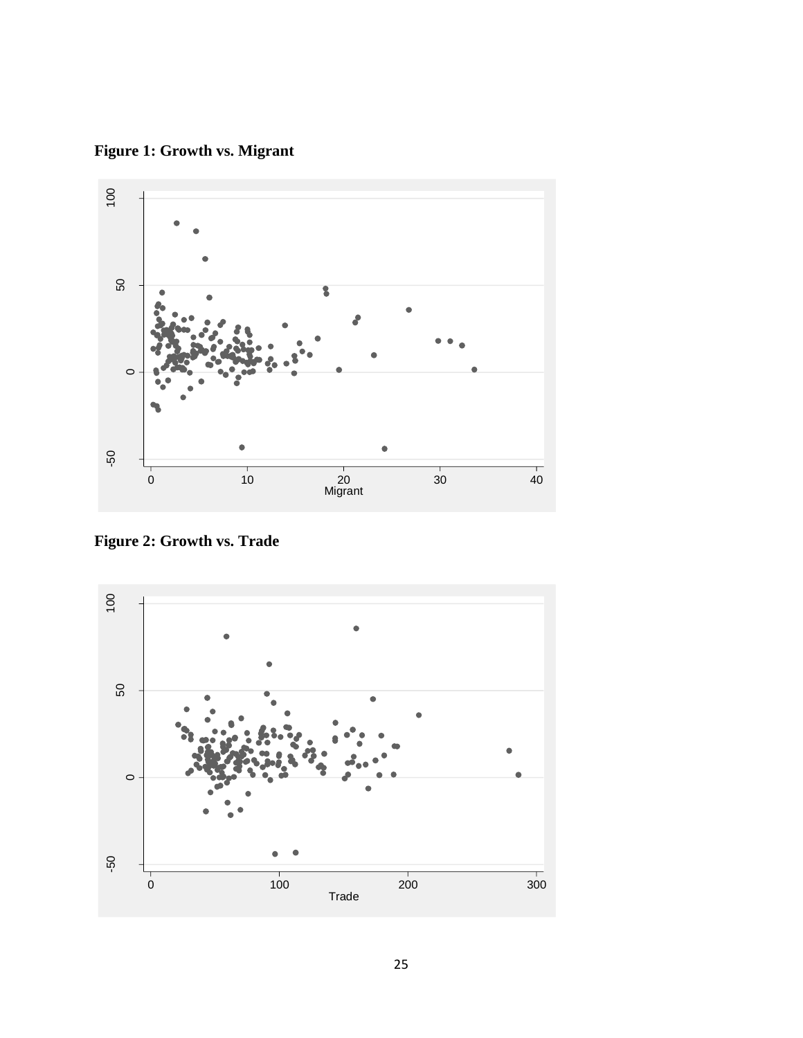**Figure 1: Growth vs. Migrant**

**Figure 2: Growth vs. Trade**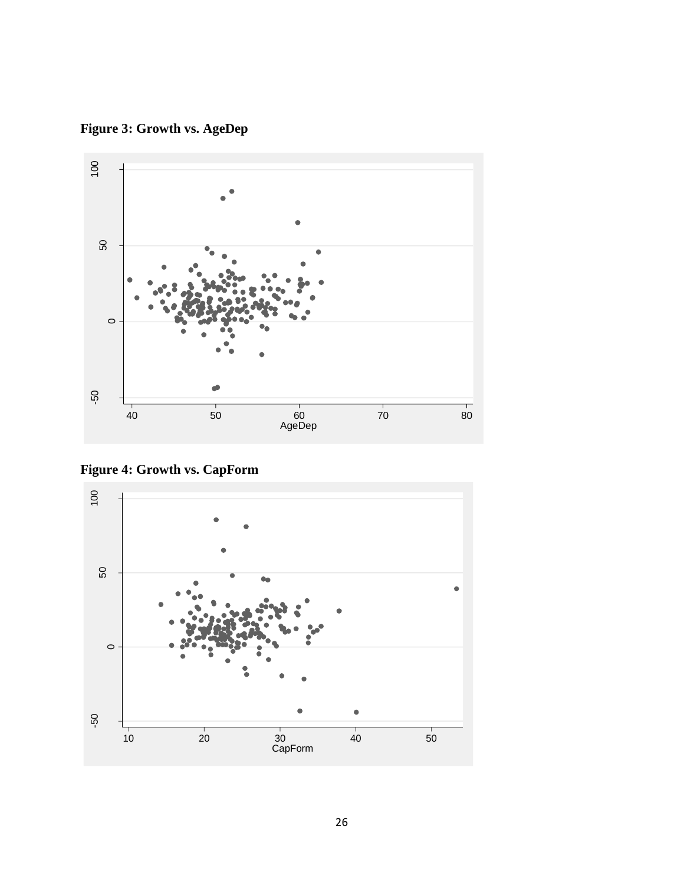**Figure 3: Growth vs. AgeDep**

**Figure 4: Growth vs. CapForm**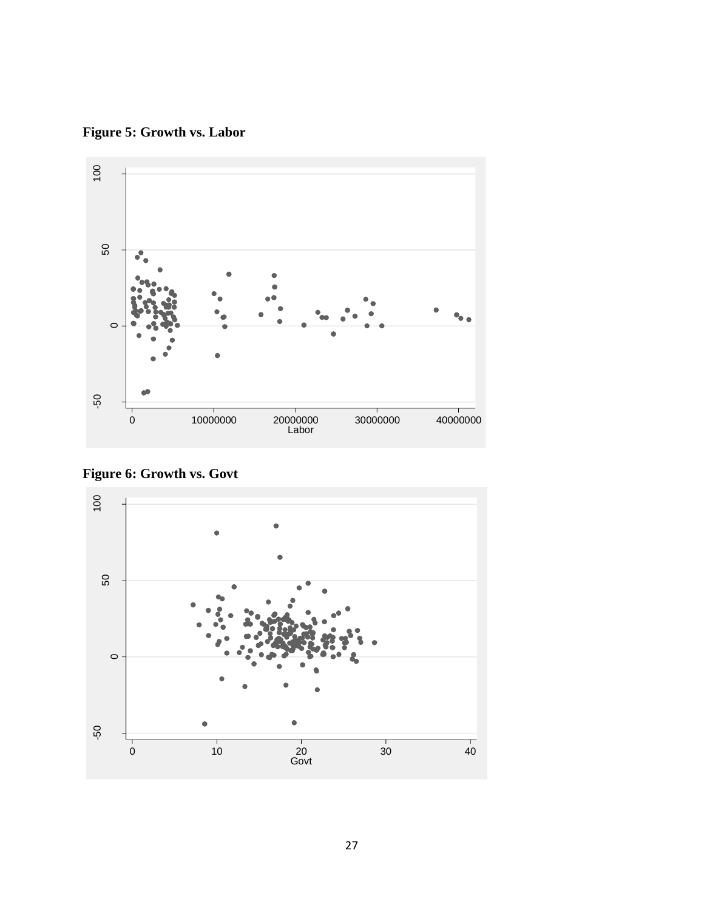**Figure 5: Growth vs. Labor**

**Figure 6: Growth vs. Govt**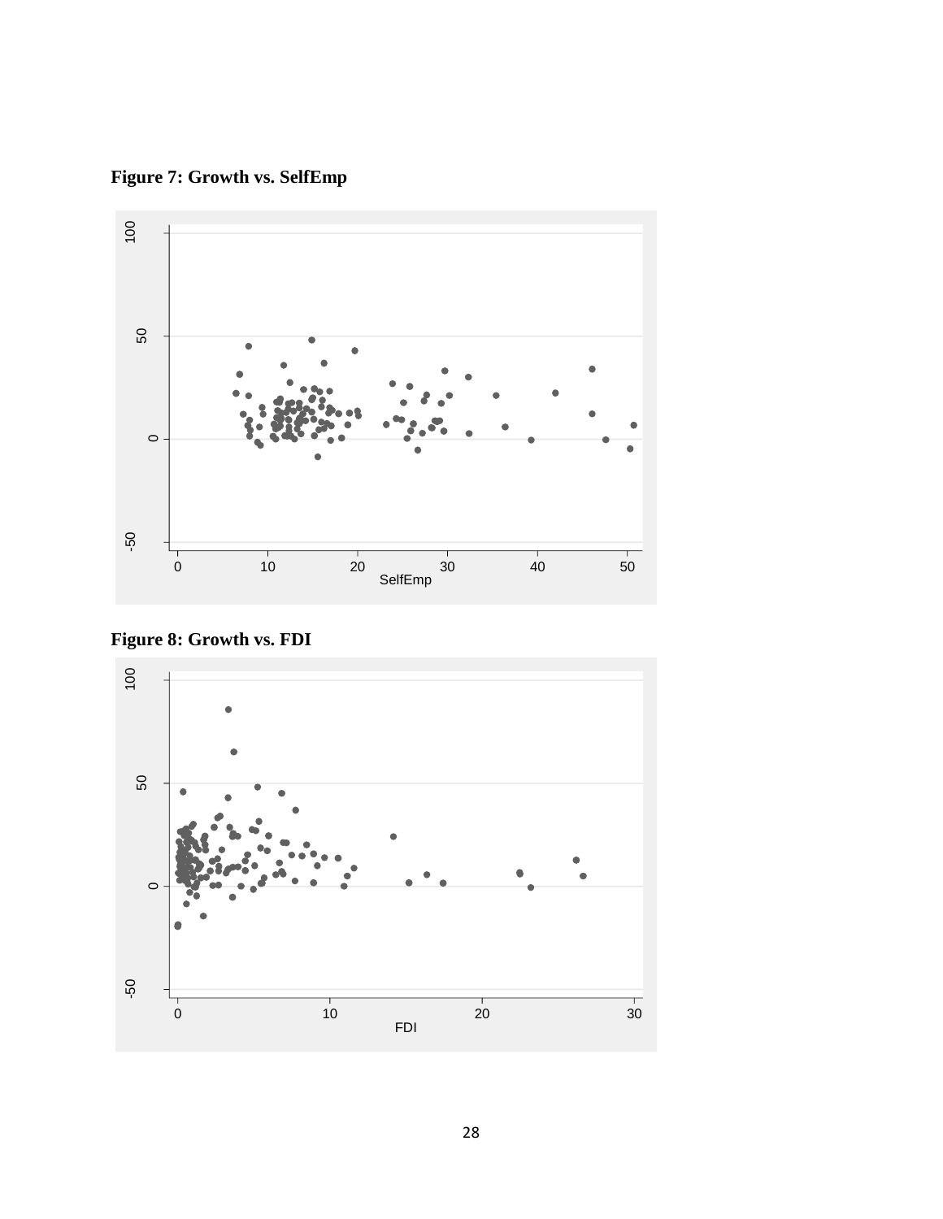**Figure 7: Growth vs. SelfEmp**

**Figure 8: Growth vs. FDI**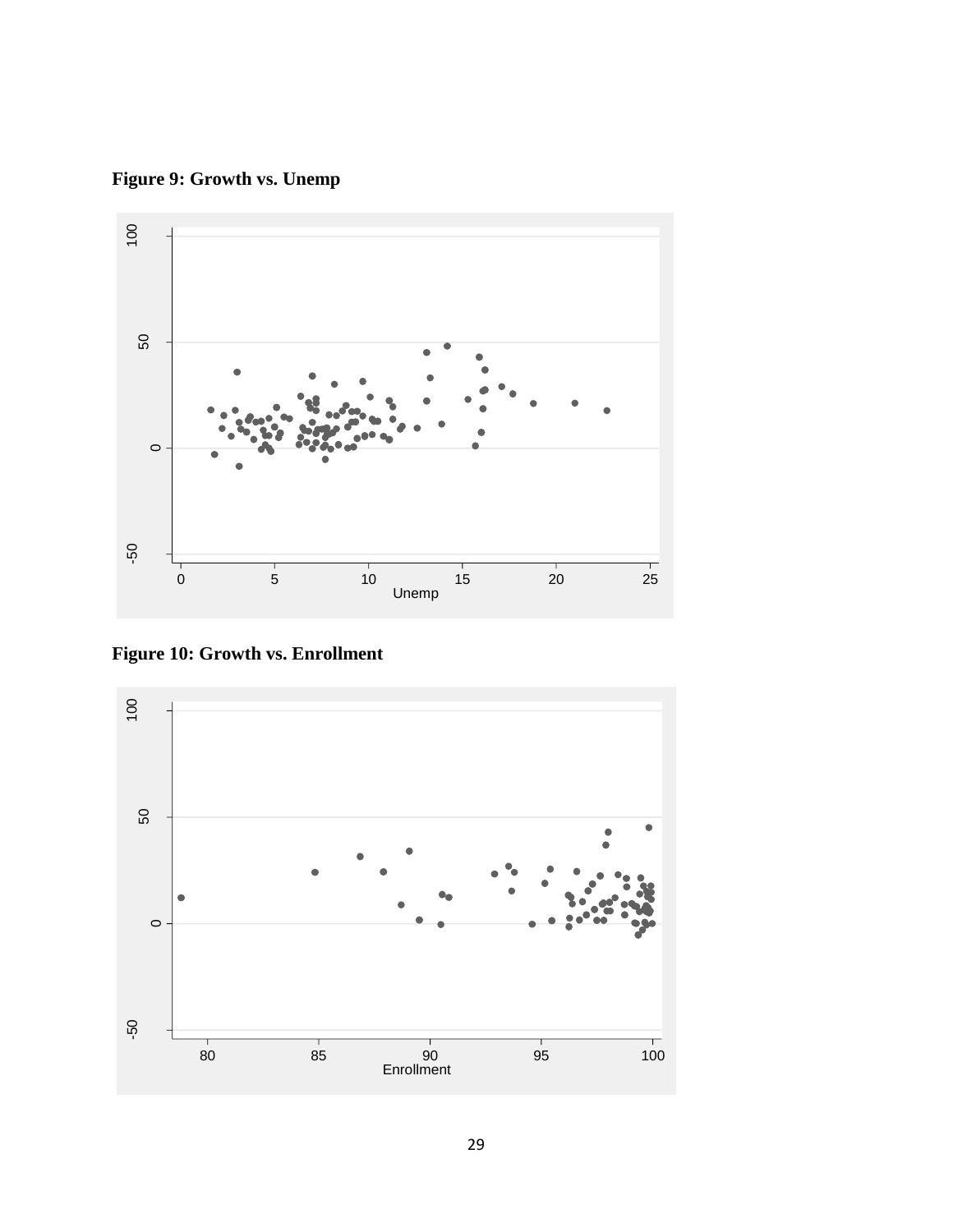**Figure 9: Growth vs. Unemp**

**Figure 10: Growth vs. Enrollment**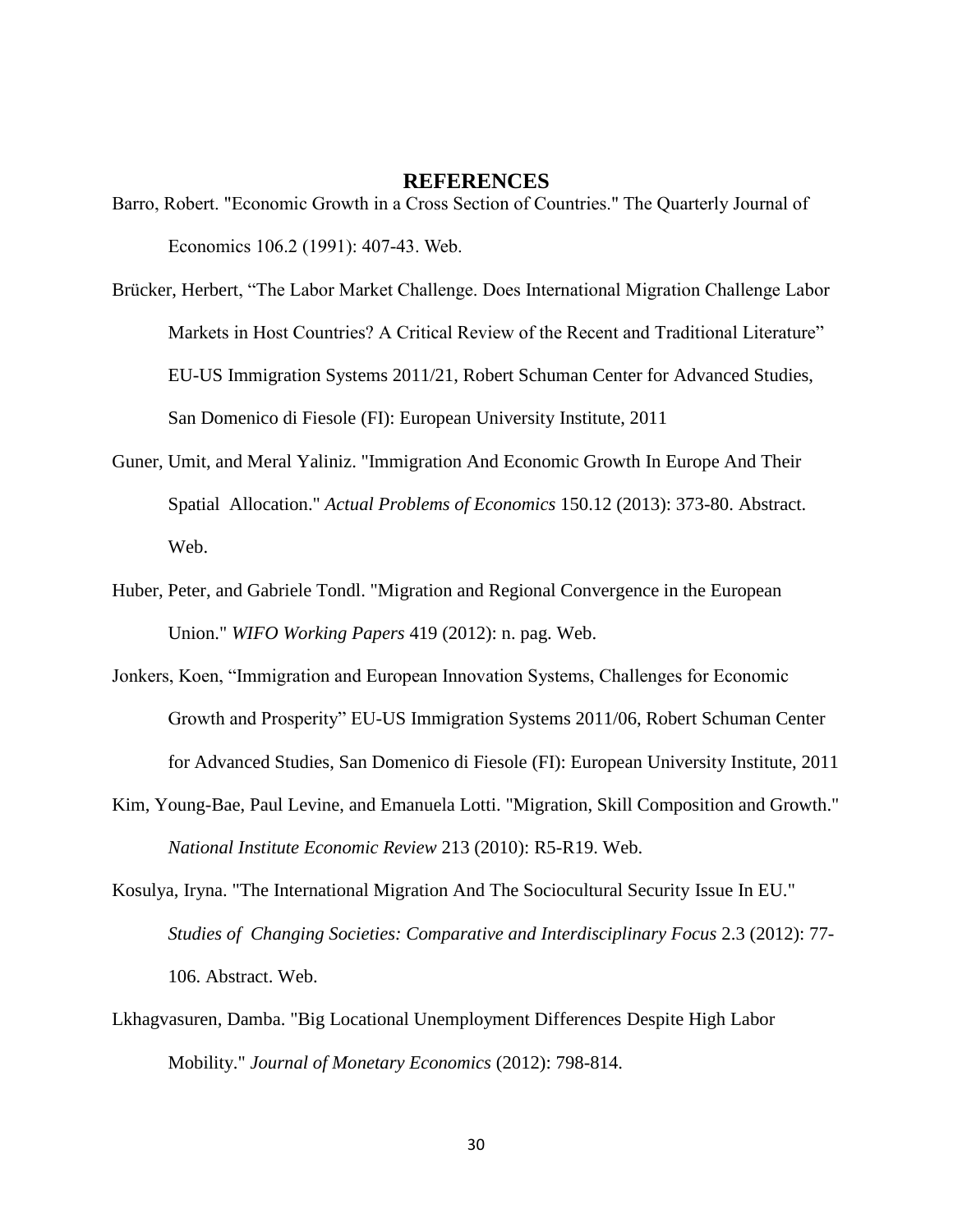# REFERENCES

Barro, Robert. "Economic Growth in a Cross Section of Countries." The Quarterly Journal of Economics 106.2 (1991): 407-43. Web.

Brücker, Herbert, "The Labor Market Challenge. Does International Migration Challenge Labor Markets in Host Countries? A Critical Review of the Recent and Traditional Literature" EU-US Immigration Systems 2011/21, Robert Schuman Center for Advanced Studies, San Domenico di Fiesole (FI): European University Institute, 2011

Guner, Umit, and Meral Yaliniz. "Immigration And Economic Growth In Europe And Their Spatial Allocation." *Actual Problems of Economics* 150.12 (2013): 373-80. Abstract. Web.

Huber, Peter, and Gabriele Tondl. "Migration and Regional Convergence in the European Union." *WIFO Working Papers* 419 (2012): n. pag. Web.

Jonkers, Koen, "Immigration and European Innovation Systems, Challenges for Economic Growth and Prosperity" EU-US Immigration Systems 2011/06, Robert Schuman Center for Advanced Studies, San Domenico di Fiesole (FI): European University Institute, 2011

Kim, Young-Bae, Paul Levine, and Emanuela Lotti. "Migration, Skill Composition and Growth." *National Institute Economic Review* 213 (2010): R5-R19. Web.

Kosulya, Iryna. "The International Migration And The Sociocultural Security Issue In EU." *Studies of Changing Societies: Comparative and Interdisciplinary Focus* 2.3 (2012): 77-106. Abstract. Web.

Lkhagvasuren, Damba. "Big Locational Unemployment Differences Despite High Labor Mobility." *Journal of Monetary Economics* (2012): 798-814.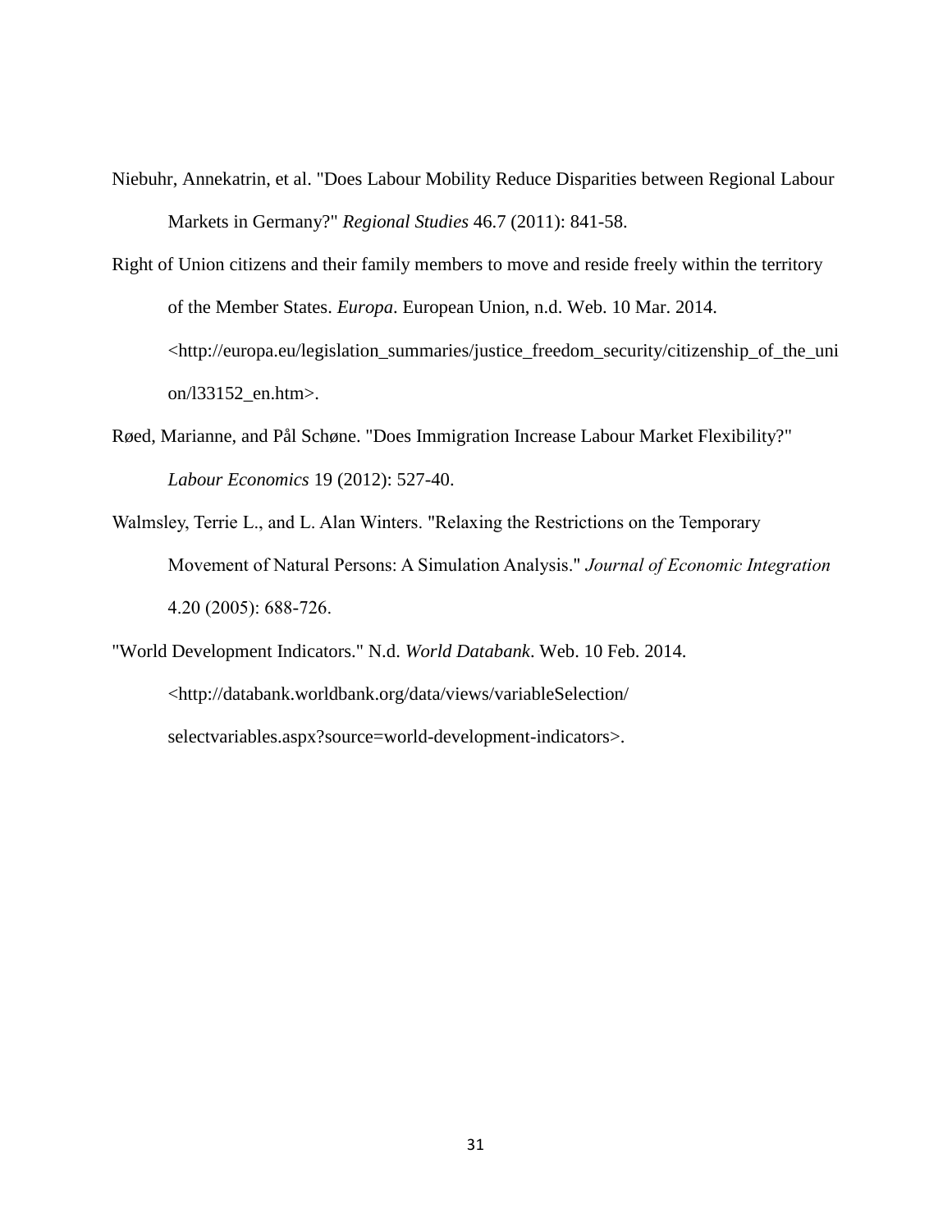Niebuhr, Annekatrin, et al. "Does Labour Mobility Reduce Disparities between Regional Labour Markets in Germany?" *Regional Studies* 46.7 (2011): 841-58.

Right of Union citizens and their family members to move and reside freely within the territory of the Member States. *Europa*. European Union, n.d. Web. 10 Mar. 2014. <http://europa.eu/legislation_summaries/justice_freedom_security/citizenship_of_the_union/l33152_en.htm>.

Røed, Marianne, and Pål Schøne. "Does Immigration Increase Labour Market Flexibility?" *Labour Economics* 19 (2012): 527-40.

Walmsley, Terrie L., and L. Alan Winters. "Relaxing the Restrictions on the Temporary Movement of Natural Persons: A Simulation Analysis." *Journal of Economic Integration* 4.20 (2005): 688-726.

"World Development Indicators." N.d. *World Databank*. Web. 10 Feb. 2014. <http://databank.worldbank.org/data/views/variableSelection/selectvariables.aspx?source=world-development-indicators>.